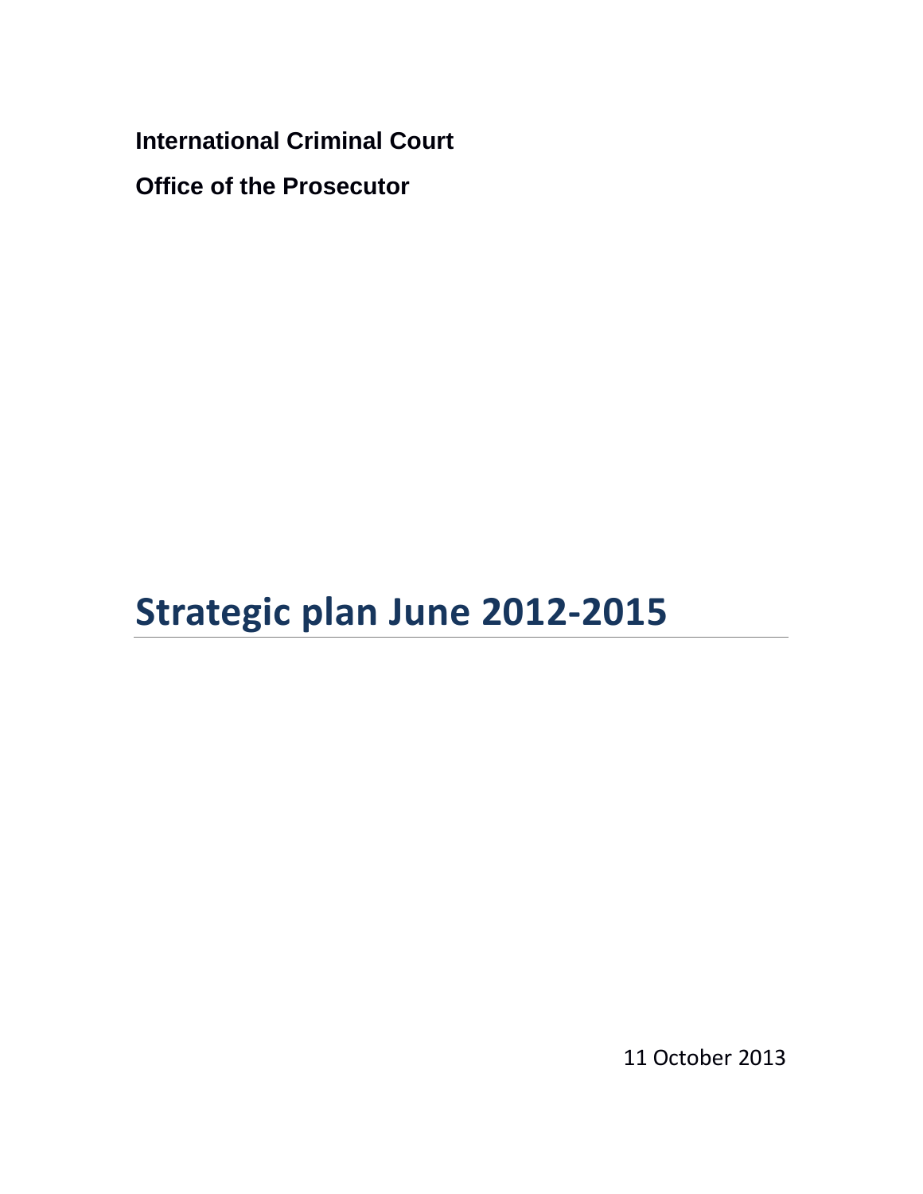**International Criminal Court**

**Office of the Prosecutor**

# Strategic plan June 2012-2015

11 October 2013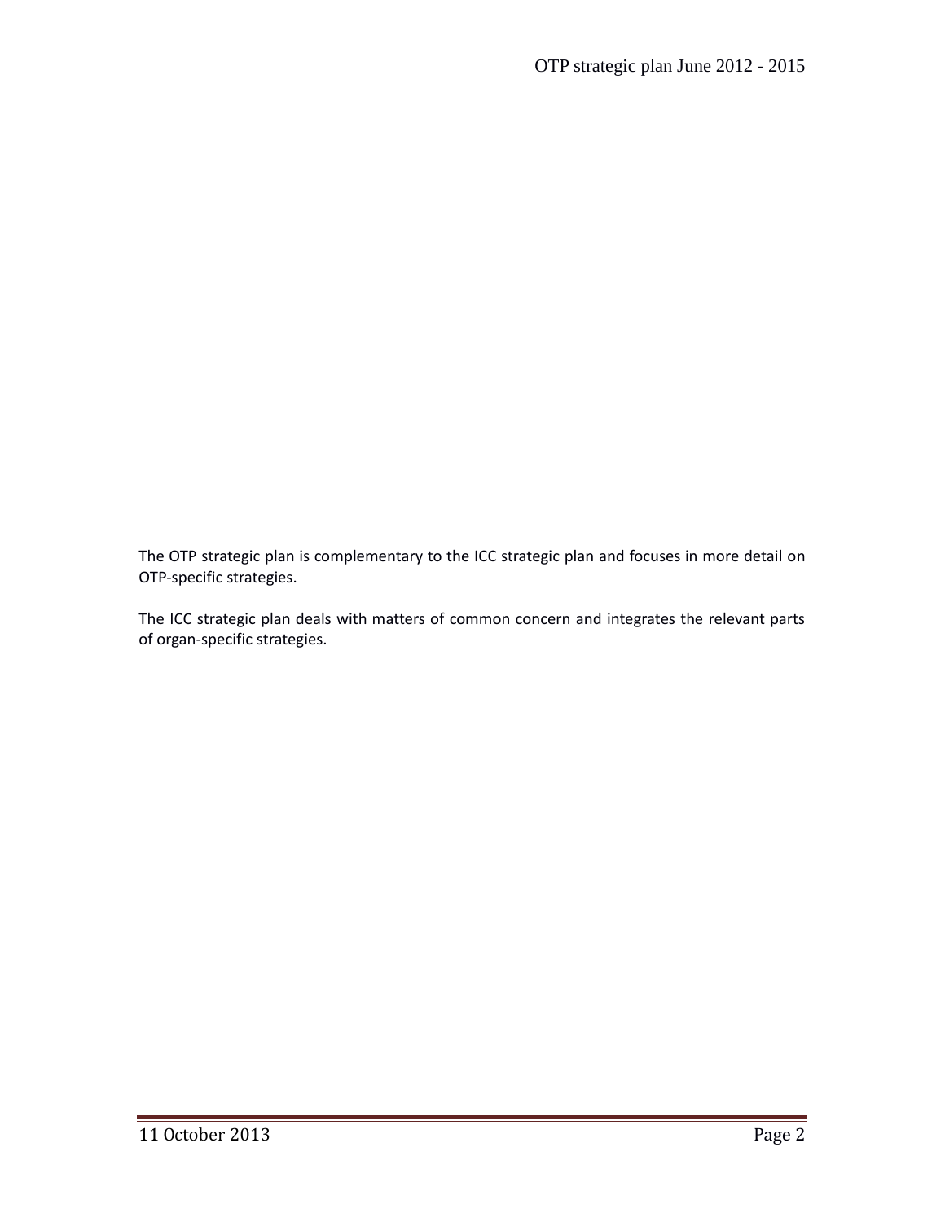The OTP strategic plan is complementary to the ICC strategic plan and focuses in more detail on OTP-specific strategies.

The ICC strategic plan deals with matters of common concern and integrates the relevant parts of organ-specific strategies.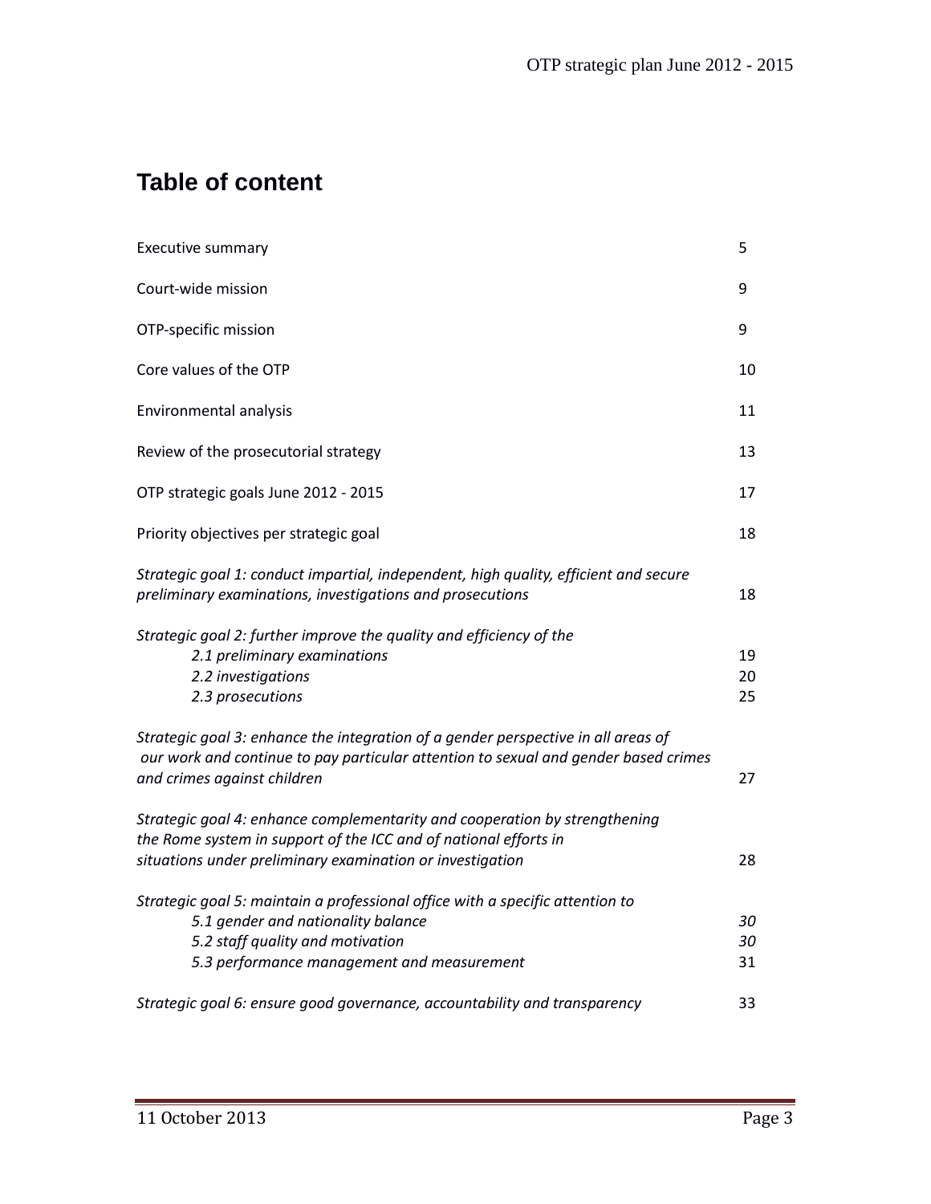## Table of content

| | |
|---|---|
| Executive summary | 5 |
| Court-wide mission | 9 |
| OTP-specific mission | 9 |
| Core values of the OTP | 10 |
| Environmental analysis | 11 |
| Review of the prosecutorial strategy | 13 |
| OTP strategic goals June 2012 - 2015 | 17 |
| Priority objectives per strategic goal | 18 |
| *Strategic goal 1: conduct impartial, independent, high quality, efficient and secure preliminary examinations, investigations and prosecutions* | 18 |
| *Strategic goal 2: further improve the quality and efficiency of the* | |
| *2.1 preliminary examinations* | 19 |
| *2.2 investigations* | 20 |
| *2.3 prosecutions* | 25 |
| *Strategic goal 3: enhance the integration of a gender perspective in all areas of our work and continue to pay particular attention to sexual and gender based crimes and crimes against children* | 27 |
| *Strategic goal 4: enhance complementarity and cooperation by strengthening the Rome system in support of the ICC and of national efforts in situations under preliminary examination or investigation* | 28 |
| *Strategic goal 5: maintain a professional office with a specific attention to* | |
| *5.1 gender and nationality balance* | *30* |
| *5.2 staff quality and motivation* | *30* |
| *5.3 performance management and measurement* | 31 |
| *Strategic goal 6: ensure good governance, accountability and transparency* | 33 |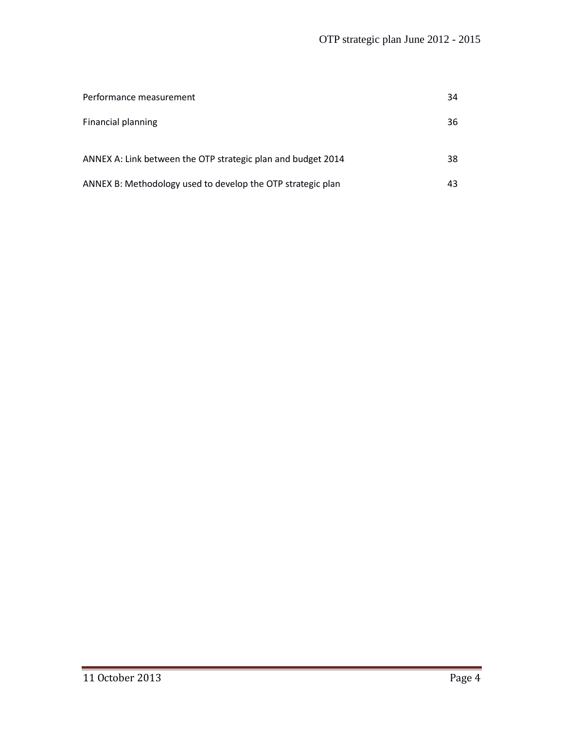| | |
|---|---|
| Performance measurement | 34 |
| Financial planning | 36 |
| ANNEX A: Link between the OTP strategic plan and budget 2014 | 38 |
| ANNEX B: Methodology used to develop the OTP strategic plan | 43 |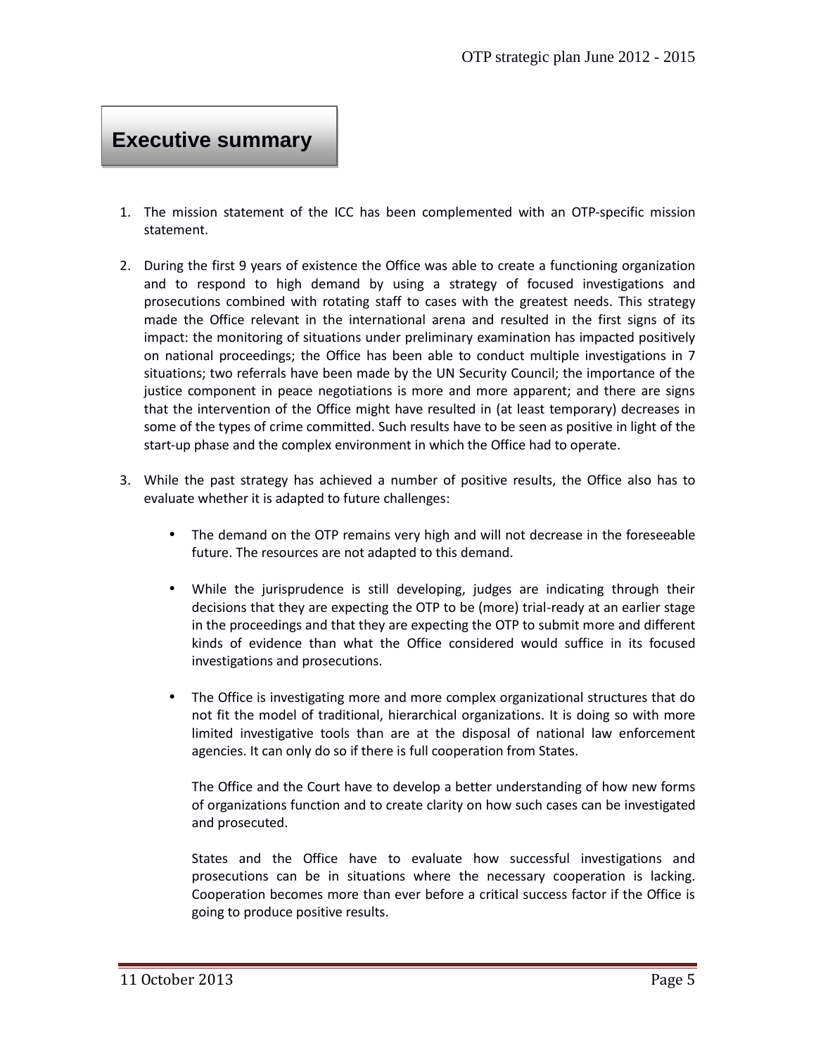# Executive summary

1. The mission statement of the ICC has been complemented with an OTP-specific mission statement.

2. During the first 9 years of existence the Office was able to create a functioning organization and to respond to high demand by using a strategy of focused investigations and prosecutions combined with rotating staff to cases with the greatest needs. This strategy made the Office relevant in the international arena and resulted in the first signs of its impact: the monitoring of situations under preliminary examination has impacted positively on national proceedings; the Office has been able to conduct multiple investigations in 7 situations; two referrals have been made by the UN Security Council; the importance of the justice component in peace negotiations is more and more apparent; and there are signs that the intervention of the Office might have resulted in (at least temporary) decreases in some of the types of crime committed. Such results have to be seen as positive in light of the start-up phase and the complex environment in which the Office had to operate.

3. While the past strategy has achieved a number of positive results, the Office also has to evaluate whether it is adapted to future challenges:

   - The demand on the OTP remains very high and will not decrease in the foreseeable future. The resources are not adapted to this demand.

   - While the jurisprudence is still developing, judges are indicating through their decisions that they are expecting the OTP to be (more) trial-ready at an earlier stage in the proceedings and that they are expecting the OTP to submit more and different kinds of evidence than what the Office considered would suffice in its focused investigations and prosecutions.

   - The Office is investigating more and more complex organizational structures that do not fit the model of traditional, hierarchical organizations. It is doing so with more limited investigative tools than are at the disposal of national law enforcement agencies. It can only do so if there is full cooperation from States.

     The Office and the Court have to develop a better understanding of how new forms of organizations function and to create clarity on how such cases can be investigated and prosecuted.

     States and the Office have to evaluate how successful investigations and prosecutions can be in situations where the necessary cooperation is lacking. Cooperation becomes more than ever before a critical success factor if the Office is going to produce positive results.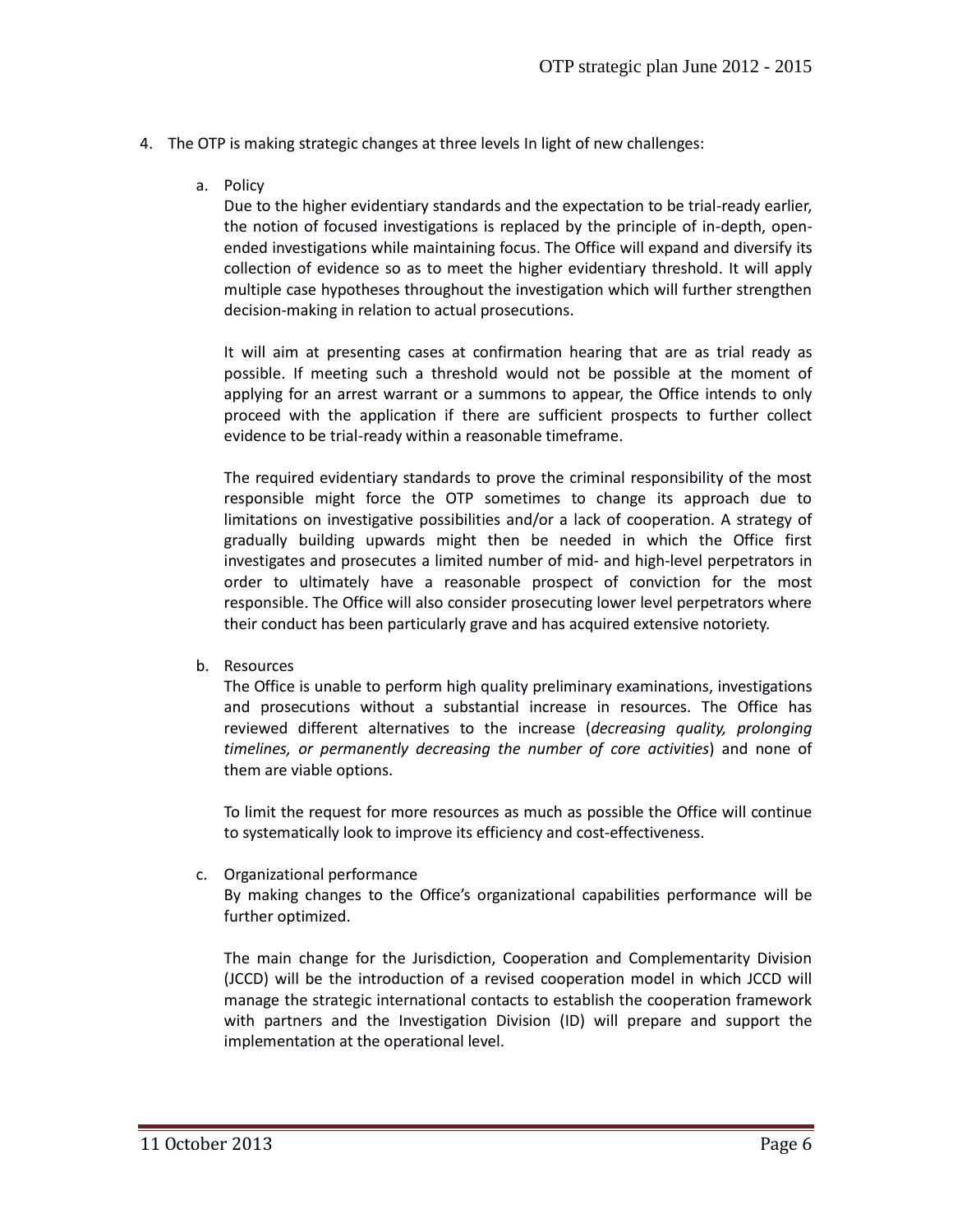4. The OTP is making strategic changes at three levels In light of new challenges:

   a. Policy

      Due to the higher evidentiary standards and the expectation to be trial-ready earlier, the notion of focused investigations is replaced by the principle of in-depth, open-ended investigations while maintaining focus. The Office will expand and diversify its collection of evidence so as to meet the higher evidentiary threshold. It will apply multiple case hypotheses throughout the investigation which will further strengthen decision-making in relation to actual prosecutions.

      It will aim at presenting cases at confirmation hearing that are as trial ready as possible. If meeting such a threshold would not be possible at the moment of applying for an arrest warrant or a summons to appear, the Office intends to only proceed with the application if there are sufficient prospects to further collect evidence to be trial-ready within a reasonable timeframe.

      The required evidentiary standards to prove the criminal responsibility of the most responsible might force the OTP sometimes to change its approach due to limitations on investigative possibilities and/or a lack of cooperation. A strategy of gradually building upwards might then be needed in which the Office first investigates and prosecutes a limited number of mid- and high-level perpetrators in order to ultimately have a reasonable prospect of conviction for the most responsible. The Office will also consider prosecuting lower level perpetrators where their conduct has been particularly grave and has acquired extensive notoriety.

   b. Resources

      The Office is unable to perform high quality preliminary examinations, investigations and prosecutions without a substantial increase in resources. The Office has reviewed different alternatives to the increase (*decreasing quality, prolonging timelines, or permanently decreasing the number of core activities*) and none of them are viable options.

      To limit the request for more resources as much as possible the Office will continue to systematically look to improve its efficiency and cost-effectiveness.

   c. Organizational performance

      By making changes to the Office's organizational capabilities performance will be further optimized.

      The main change for the Jurisdiction, Cooperation and Complementarity Division (JCCD) will be the introduction of a revised cooperation model in which JCCD will manage the strategic international contacts to establish the cooperation framework with partners and the Investigation Division (ID) will prepare and support the implementation at the operational level.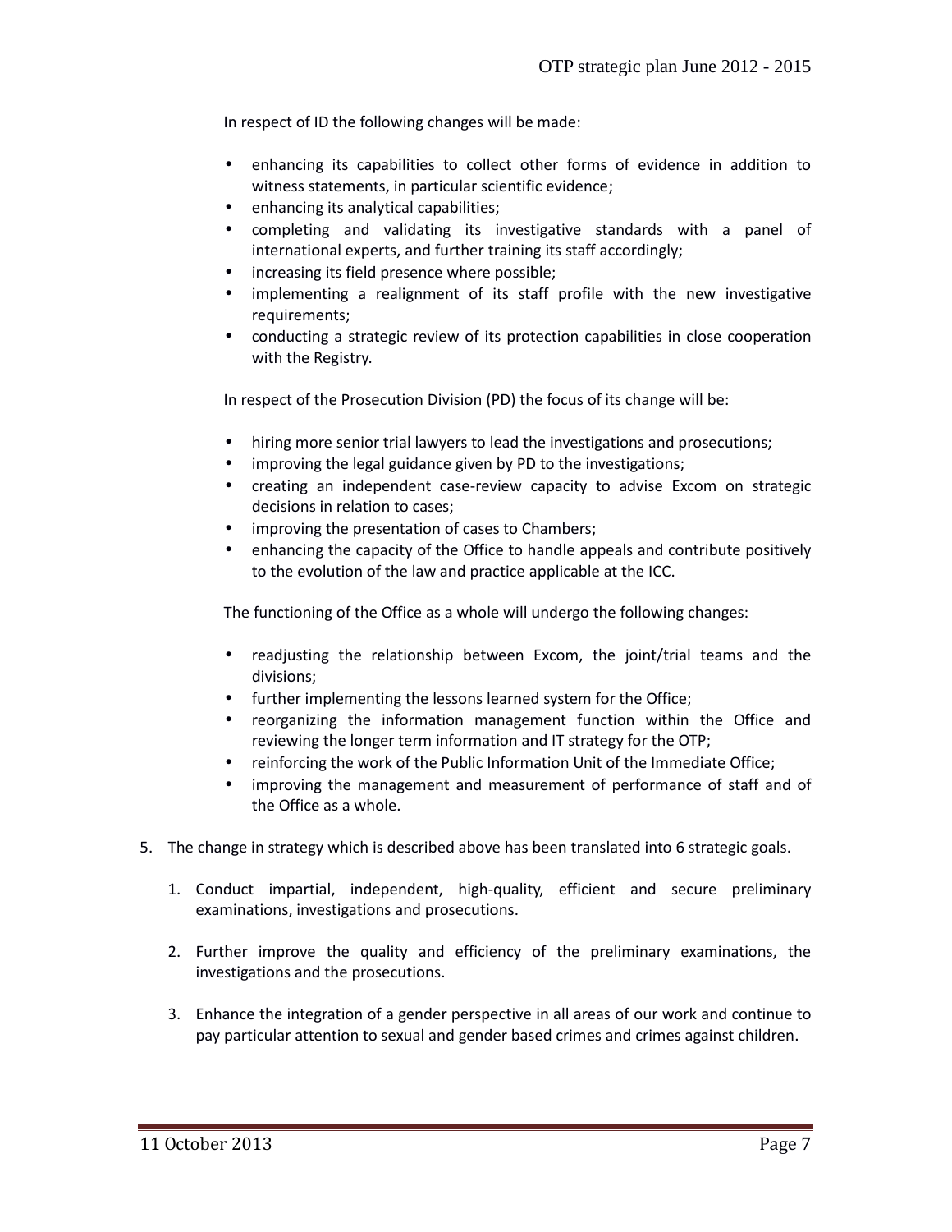In respect of ID the following changes will be made:

- enhancing its capabilities to collect other forms of evidence in addition to witness statements, in particular scientific evidence;
- enhancing its analytical capabilities;
- completing and validating its investigative standards with a panel of international experts, and further training its staff accordingly;
- increasing its field presence where possible;
- implementing a realignment of its staff profile with the new investigative requirements;
- conducting a strategic review of its protection capabilities in close cooperation with the Registry.

In respect of the Prosecution Division (PD) the focus of its change will be:

- hiring more senior trial lawyers to lead the investigations and prosecutions;
- improving the legal guidance given by PD to the investigations;
- creating an independent case-review capacity to advise Excom on strategic decisions in relation to cases;
- improving the presentation of cases to Chambers;
- enhancing the capacity of the Office to handle appeals and contribute positively to the evolution of the law and practice applicable at the ICC.

The functioning of the Office as a whole will undergo the following changes:

- readjusting the relationship between Excom, the joint/trial teams and the divisions;
- further implementing the lessons learned system for the Office;
- reorganizing the information management function within the Office and reviewing the longer term information and IT strategy for the OTP;
- reinforcing the work of the Public Information Unit of the Immediate Office;
- improving the management and measurement of performance of staff and of the Office as a whole.

5. The change in strategy which is described above has been translated into 6 strategic goals.

    1. Conduct impartial, independent, high-quality, efficient and secure preliminary examinations, investigations and prosecutions.

    2. Further improve the quality and efficiency of the preliminary examinations, the investigations and the prosecutions.

    3. Enhance the integration of a gender perspective in all areas of our work and continue to pay particular attention to sexual and gender based crimes and crimes against children.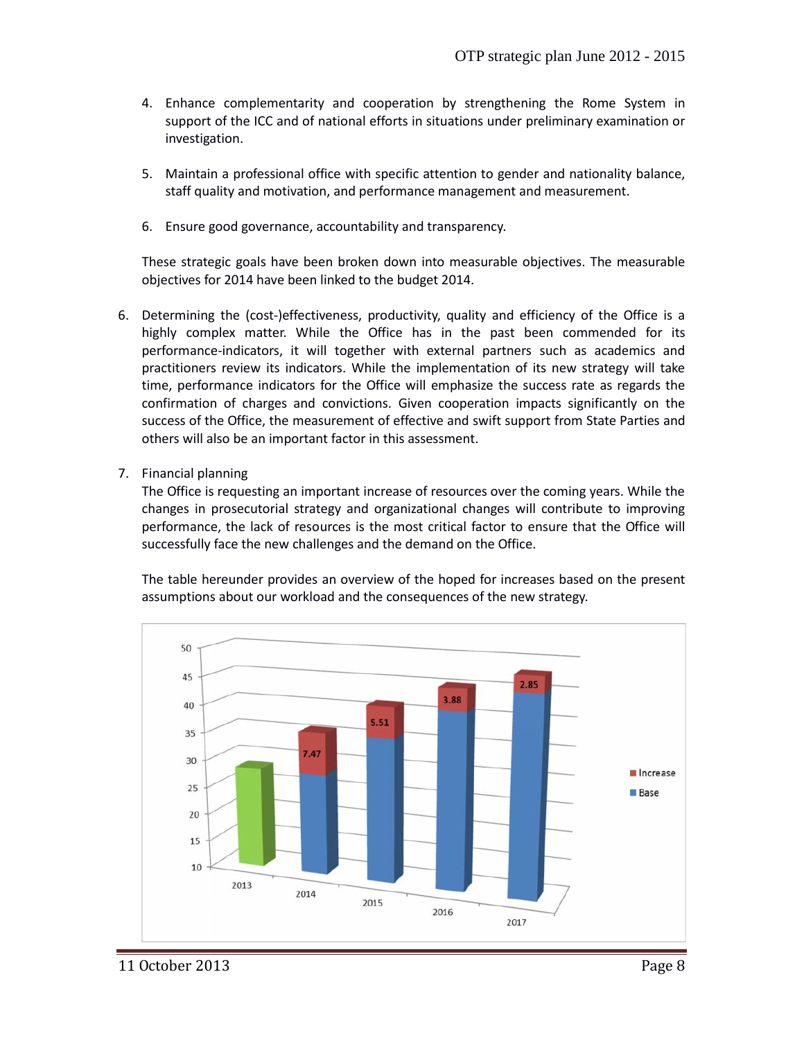4. Enhance complementarity and cooperation by strengthening the Rome System in support of the ICC and of national efforts in situations under preliminary examination or investigation.

5. Maintain a professional office with specific attention to gender and nationality balance, staff quality and motivation, and performance management and measurement.

6. Ensure good governance, accountability and transparency.

These strategic goals have been broken down into measurable objectives. The measurable objectives for 2014 have been linked to the budget 2014.

6. Determining the (cost-)effectiveness, productivity, quality and efficiency of the Office is a highly complex matter. While the Office has in the past been commended for its performance-indicators, it will together with external partners such as academics and practitioners review its indicators. While the implementation of its new strategy will take time, performance indicators for the Office will emphasize the success rate as regards the confirmation of charges and convictions. Given cooperation impacts significantly on the success of the Office, the measurement of effective and swift support from State Parties and others will also be an important factor in this assessment.

7. Financial planning

   The Office is requesting an important increase of resources over the coming years. While the changes in prosecutorial strategy and organizational changes will contribute to improving performance, the lack of resources is the most critical factor to ensure that the Office will successfully face the new challenges and the demand on the Office.

   The table hereunder provides an overview of the hoped for increases based on the present assumptions about our workload and the consequences of the new strategy.

| Year | Increase |
|---|---|
| 2013 | |
| 2014 | 7.47 |
| 2015 | 5.51 |
| 2016 | 3.88 |
| 2017 | 2.85 |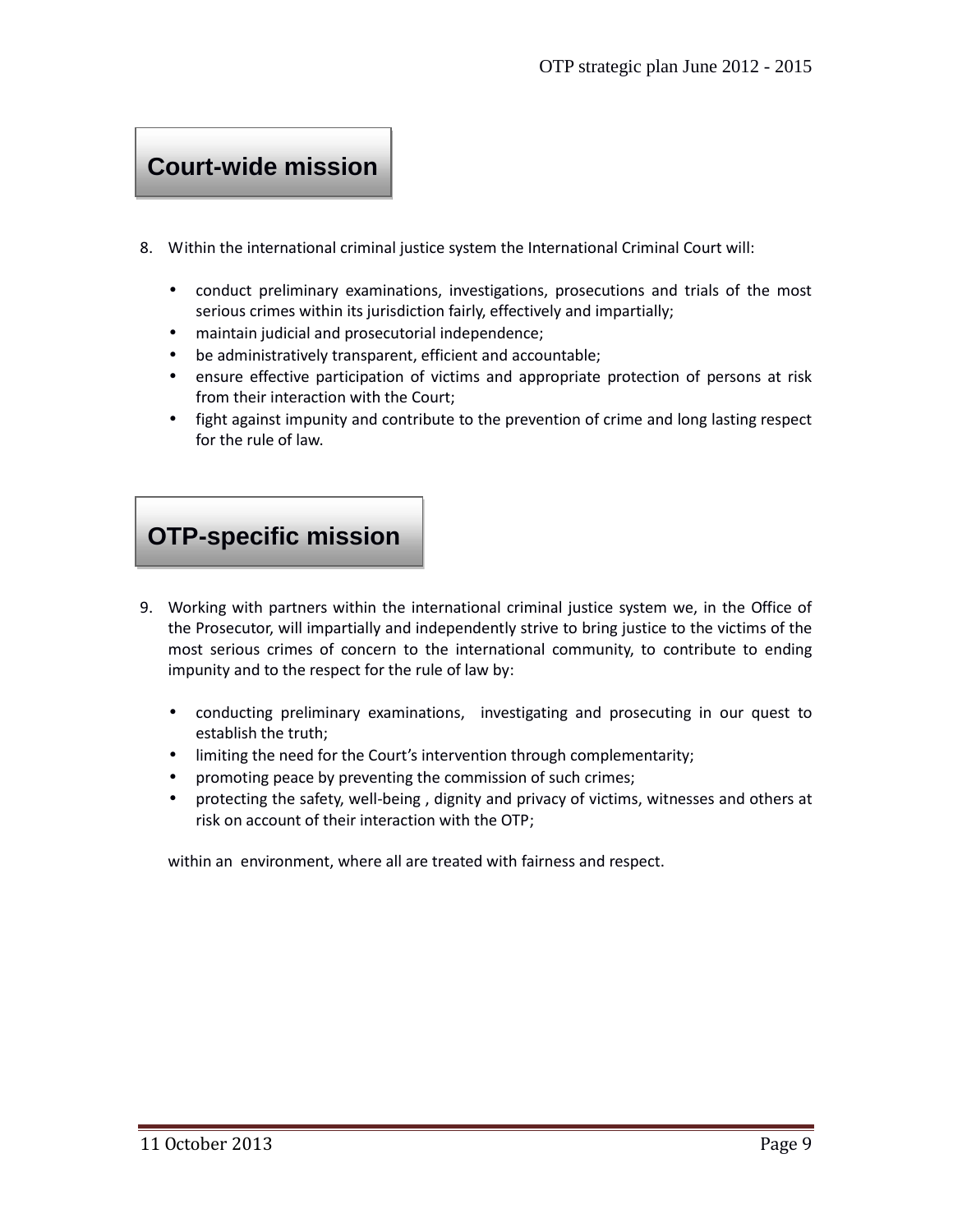## Court-wide mission

8. Within the international criminal justice system the International Criminal Court will:

   - conduct preliminary examinations, investigations, prosecutions and trials of the most serious crimes within its jurisdiction fairly, effectively and impartially;
   - maintain judicial and prosecutorial independence;
   - be administratively transparent, efficient and accountable;
   - ensure effective participation of victims and appropriate protection of persons at risk from their interaction with the Court;
   - fight against impunity and contribute to the prevention of crime and long lasting respect for the rule of law.

## OTP-specific mission

9. Working with partners within the international criminal justice system we, in the Office of the Prosecutor, will impartially and independently strive to bring justice to the victims of the most serious crimes of concern to the international community, to contribute to ending impunity and to the respect for the rule of law by:

   - conducting preliminary examinations, investigating and prosecuting in our quest to establish the truth;
   - limiting the need for the Court's intervention through complementarity;
   - promoting peace by preventing the commission of such crimes;
   - protecting the safety, well-being , dignity and privacy of victims, witnesses and others at risk on account of their interaction with the OTP;

   within an environment, where all are treated with fairness and respect.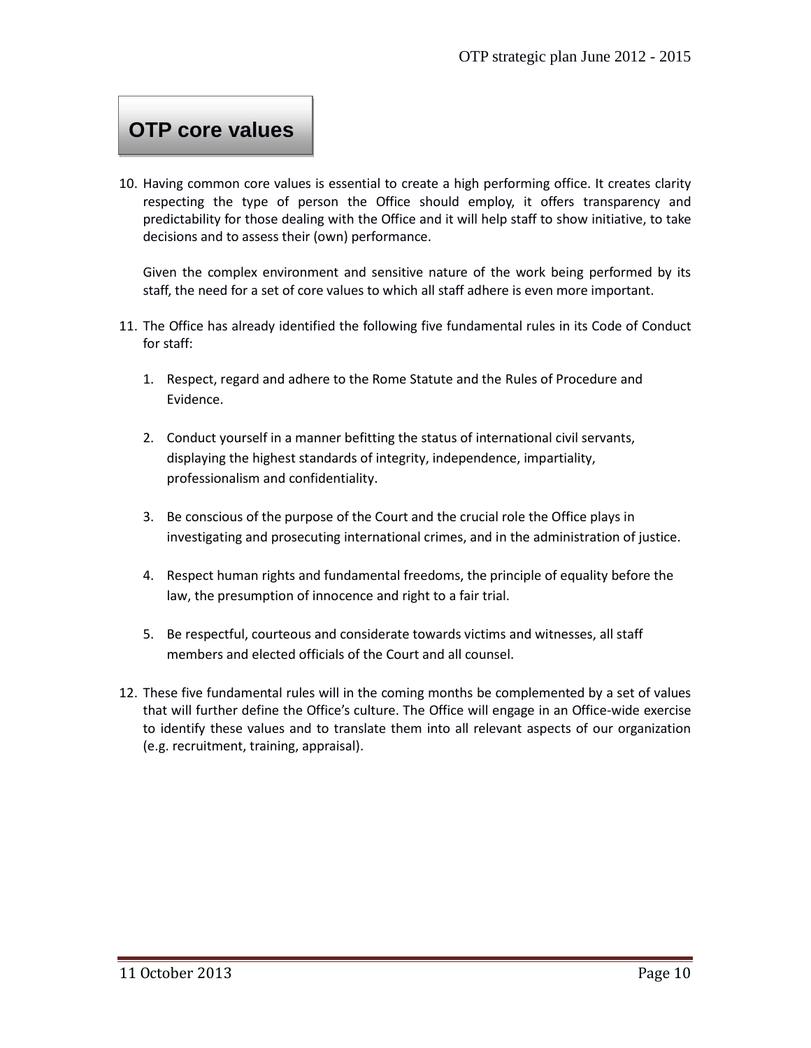## OTP core values

10. Having common core values is essential to create a high performing office. It creates clarity respecting the type of person the Office should employ, it offers transparency and predictability for those dealing with the Office and it will help staff to show initiative, to take decisions and to assess their (own) performance.

    Given the complex environment and sensitive nature of the work being performed by its staff, the need for a set of core values to which all staff adhere is even more important.

11. The Office has already identified the following five fundamental rules in its Code of Conduct for staff:

    1. Respect, regard and adhere to the Rome Statute and the Rules of Procedure and Evidence.
    2. Conduct yourself in a manner befitting the status of international civil servants, displaying the highest standards of integrity, independence, impartiality, professionalism and confidentiality.
    3. Be conscious of the purpose of the Court and the crucial role the Office plays in investigating and prosecuting international crimes, and in the administration of justice.
    4. Respect human rights and fundamental freedoms, the principle of equality before the law, the presumption of innocence and right to a fair trial.
    5. Be respectful, courteous and considerate towards victims and witnesses, all staff members and elected officials of the Court and all counsel.

12. These five fundamental rules will in the coming months be complemented by a set of values that will further define the Office's culture. The Office will engage in an Office-wide exercise to identify these values and to translate them into all relevant aspects of our organization (e.g. recruitment, training, appraisal).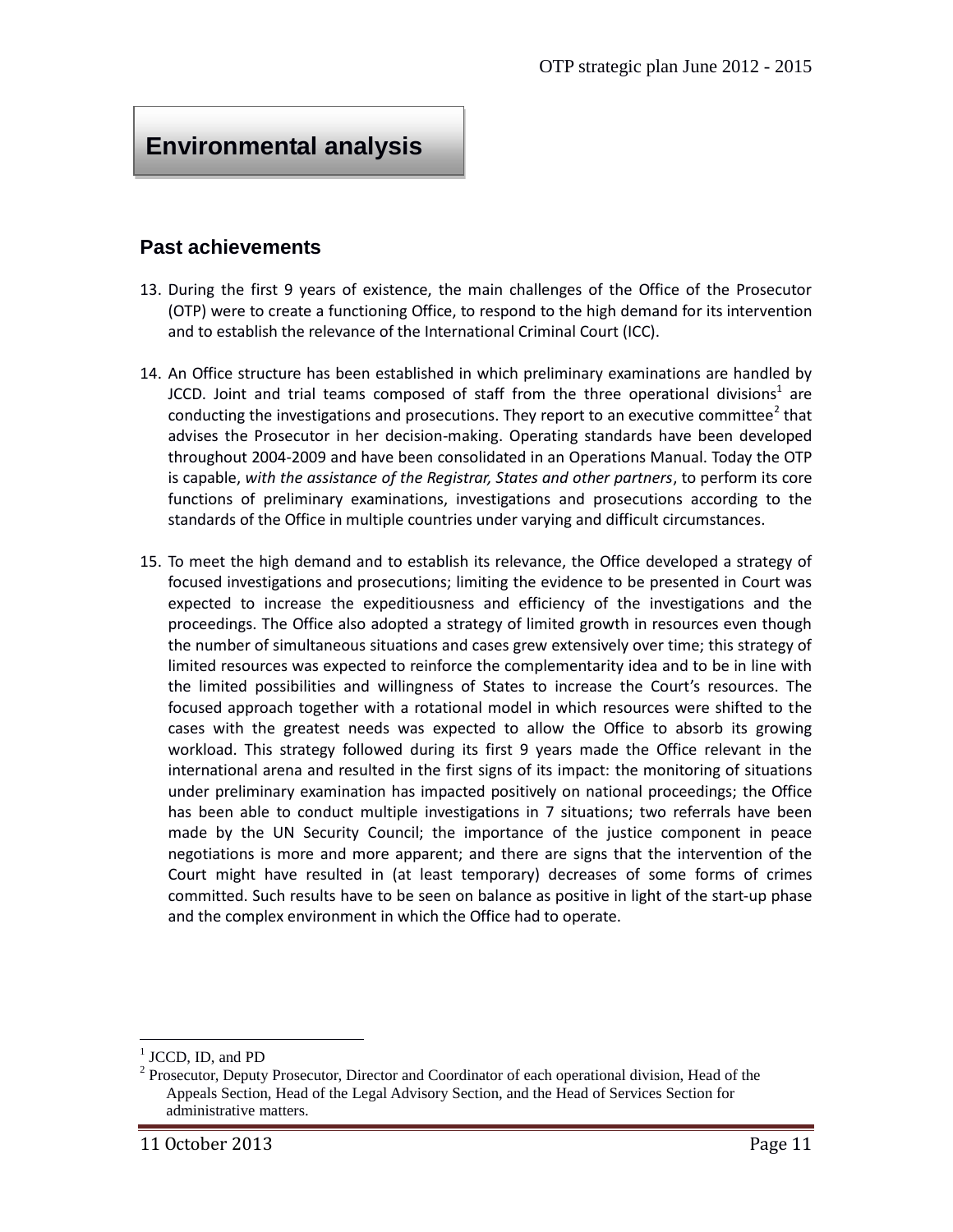# Environmental analysis

## Past achievements

13. During the first 9 years of existence, the main challenges of the Office of the Prosecutor (OTP) were to create a functioning Office, to respond to the high demand for its intervention and to establish the relevance of the International Criminal Court (ICC).

14. An Office structure has been established in which preliminary examinations are handled by JCCD. Joint and trial teams composed of staff from the three operational divisions[1] are conducting the investigations and prosecutions. They report to an executive committee[2] that advises the Prosecutor in her decision-making. Operating standards have been developed throughout 2004-2009 and have been consolidated in an Operations Manual. Today the OTP is capable, *with the assistance of the Registrar, States and other partners*, to perform its core functions of preliminary examinations, investigations and prosecutions according to the standards of the Office in multiple countries under varying and difficult circumstances.

15. To meet the high demand and to establish its relevance, the Office developed a strategy of focused investigations and prosecutions; limiting the evidence to be presented in Court was expected to increase the expeditiousness and efficiency of the investigations and the proceedings. The Office also adopted a strategy of limited growth in resources even though the number of simultaneous situations and cases grew extensively over time; this strategy of limited resources was expected to reinforce the complementarity idea and to be in line with the limited possibilities and willingness of States to increase the Court's resources. The focused approach together with a rotational model in which resources were shifted to the cases with the greatest needs was expected to allow the Office to absorb its growing workload. This strategy followed during its first 9 years made the Office relevant in the international arena and resulted in the first signs of its impact: the monitoring of situations under preliminary examination has impacted positively on national proceedings; the Office has been able to conduct multiple investigations in 7 situations; two referrals have been made by the UN Security Council; the importance of the justice component in peace negotiations is more and more apparent; and there are signs that the intervention of the Court might have resulted in (at least temporary) decreases of some forms of crimes committed. Such results have to be seen on balance as positive in light of the start-up phase and the complex environment in which the Office had to operate.

---

[1] JCCD, ID, and PD

[2] Prosecutor, Deputy Prosecutor, Director and Coordinator of each operational division, Head of the Appeals Section, Head of the Legal Advisory Section, and the Head of Services Section for administrative matters.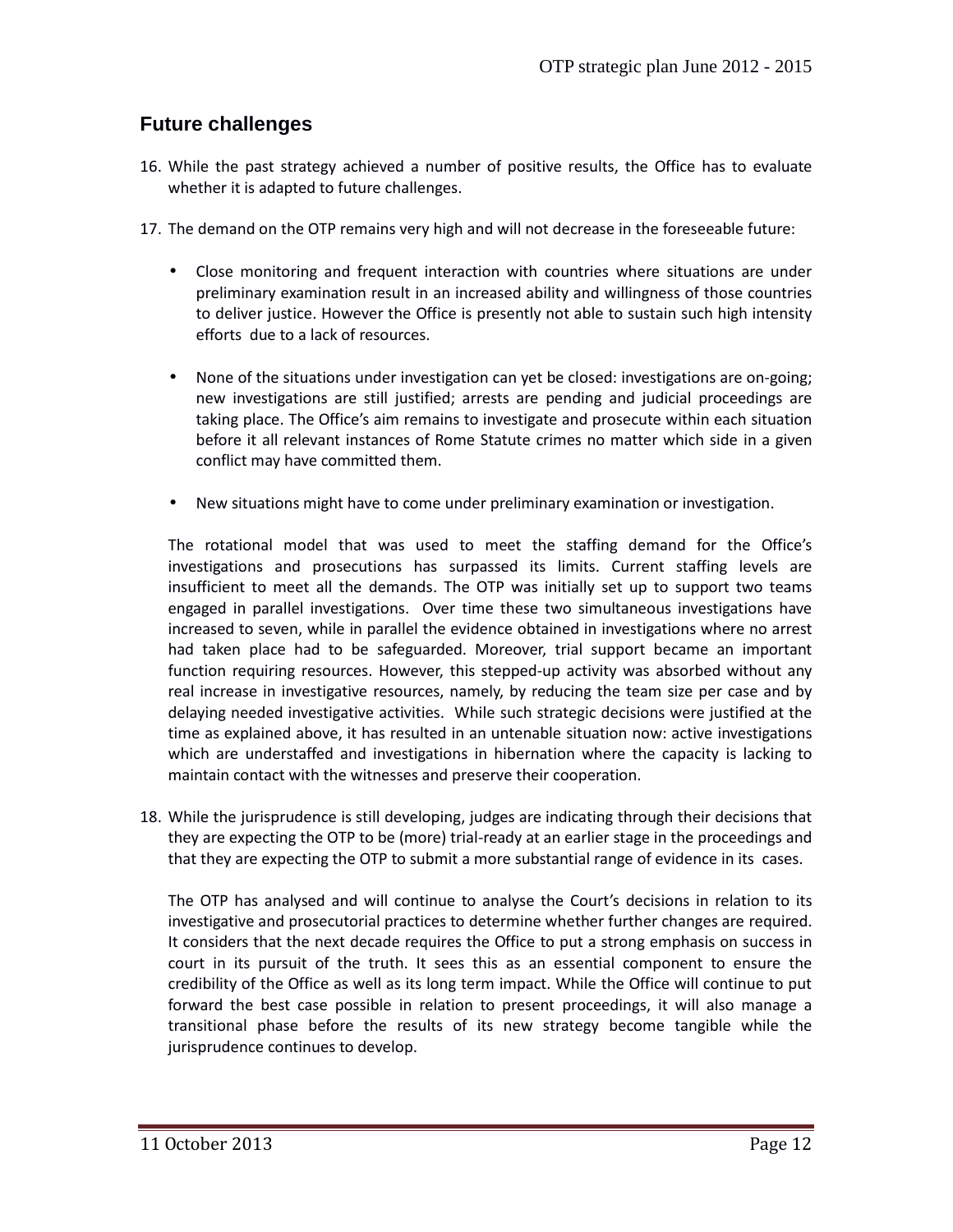## Future challenges

16. While the past strategy achieved a number of positive results, the Office has to evaluate whether it is adapted to future challenges.

17. The demand on the OTP remains very high and will not decrease in the foreseeable future:

    - Close monitoring and frequent interaction with countries where situations are under preliminary examination result in an increased ability and willingness of those countries to deliver justice. However the Office is presently not able to sustain such high intensity efforts due to a lack of resources.

    - None of the situations under investigation can yet be closed: investigations are on-going; new investigations are still justified; arrests are pending and judicial proceedings are taking place. The Office's aim remains to investigate and prosecute within each situation before it all relevant instances of Rome Statute crimes no matter which side in a given conflict may have committed them.

    - New situations might have to come under preliminary examination or investigation.

    The rotational model that was used to meet the staffing demand for the Office's investigations and prosecutions has surpassed its limits. Current staffing levels are insufficient to meet all the demands. The OTP was initially set up to support two teams engaged in parallel investigations. Over time these two simultaneous investigations have increased to seven, while in parallel the evidence obtained in investigations where no arrest had taken place had to be safeguarded. Moreover, trial support became an important function requiring resources. However, this stepped-up activity was absorbed without any real increase in investigative resources, namely, by reducing the team size per case and by delaying needed investigative activities. While such strategic decisions were justified at the time as explained above, it has resulted in an untenable situation now: active investigations which are understaffed and investigations in hibernation where the capacity is lacking to maintain contact with the witnesses and preserve their cooperation.

18. While the jurisprudence is still developing, judges are indicating through their decisions that they are expecting the OTP to be (more) trial-ready at an earlier stage in the proceedings and that they are expecting the OTP to submit a more substantial range of evidence in its cases.

    The OTP has analysed and will continue to analyse the Court's decisions in relation to its investigative and prosecutorial practices to determine whether further changes are required. It considers that the next decade requires the Office to put a strong emphasis on success in court in its pursuit of the truth. It sees this as an essential component to ensure the credibility of the Office as well as its long term impact. While the Office will continue to put forward the best case possible in relation to present proceedings, it will also manage a transitional phase before the results of its new strategy become tangible while the jurisprudence continues to develop.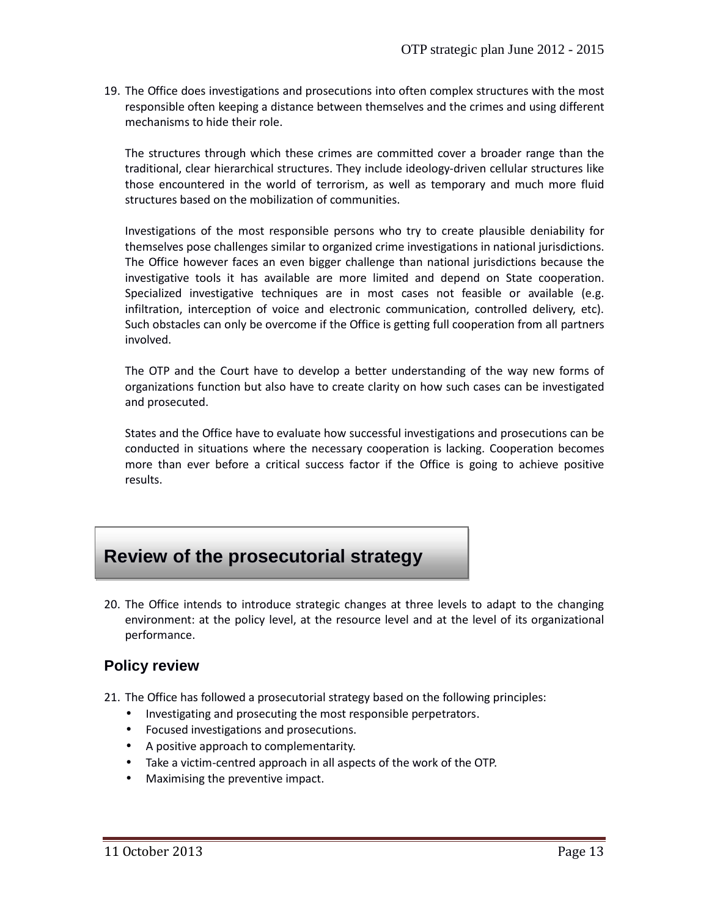19. The Office does investigations and prosecutions into often complex structures with the most responsible often keeping a distance between themselves and the crimes and using different mechanisms to hide their role.

    The structures through which these crimes are committed cover a broader range than the traditional, clear hierarchical structures. They include ideology-driven cellular structures like those encountered in the world of terrorism, as well as temporary and much more fluid structures based on the mobilization of communities.

    Investigations of the most responsible persons who try to create plausible deniability for themselves pose challenges similar to organized crime investigations in national jurisdictions. The Office however faces an even bigger challenge than national jurisdictions because the investigative tools it has available are more limited and depend on State cooperation. Specialized investigative techniques are in most cases not feasible or available (e.g. infiltration, interception of voice and electronic communication, controlled delivery, etc). Such obstacles can only be overcome if the Office is getting full cooperation from all partners involved.

    The OTP and the Court have to develop a better understanding of the way new forms of organizations function but also have to create clarity on how such cases can be investigated and prosecuted.

    States and the Office have to evaluate how successful investigations and prosecutions can be conducted in situations where the necessary cooperation is lacking. Cooperation becomes more than ever before a critical success factor if the Office is going to achieve positive results.

# Review of the prosecutorial strategy

20. The Office intends to introduce strategic changes at three levels to adapt to the changing environment: at the policy level, at the resource level and at the level of its organizational performance.

## Policy review

21. The Office has followed a prosecutorial strategy based on the following principles:
    - Investigating and prosecuting the most responsible perpetrators.
    - Focused investigations and prosecutions.
    - A positive approach to complementarity.
    - Take a victim-centred approach in all aspects of the work of the OTP.
    - Maximising the preventive impact.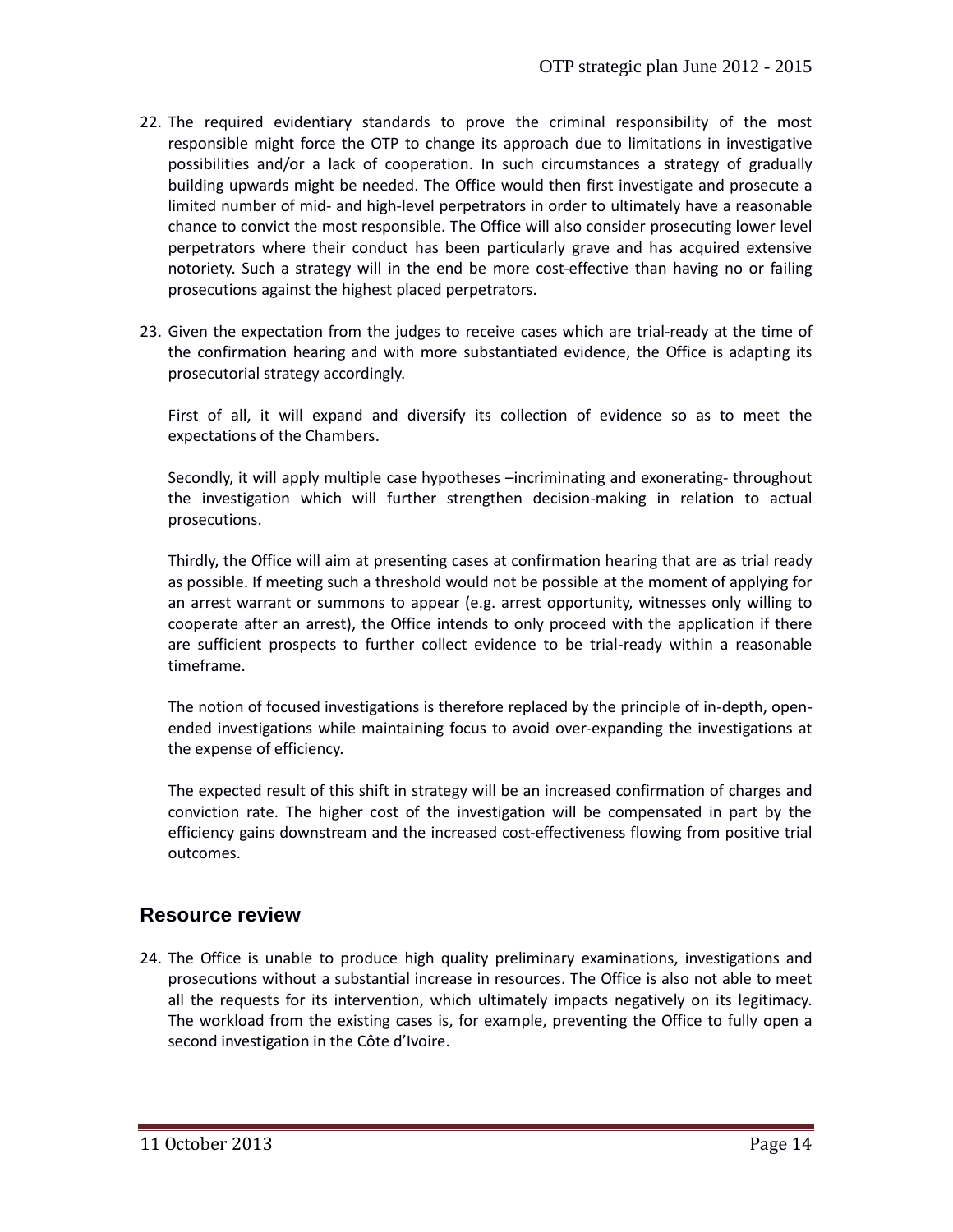22. The required evidentiary standards to prove the criminal responsibility of the most responsible might force the OTP to change its approach due to limitations in investigative possibilities and/or a lack of cooperation. In such circumstances a strategy of gradually building upwards might be needed. The Office would then first investigate and prosecute a limited number of mid- and high-level perpetrators in order to ultimately have a reasonable chance to convict the most responsible. The Office will also consider prosecuting lower level perpetrators where their conduct has been particularly grave and has acquired extensive notoriety. Such a strategy will in the end be more cost-effective than having no or failing prosecutions against the highest placed perpetrators.

23. Given the expectation from the judges to receive cases which are trial-ready at the time of the confirmation hearing and with more substantiated evidence, the Office is adapting its prosecutorial strategy accordingly.

    First of all, it will expand and diversify its collection of evidence so as to meet the expectations of the Chambers.

    Secondly, it will apply multiple case hypotheses –incriminating and exonerating- throughout the investigation which will further strengthen decision-making in relation to actual prosecutions.

    Thirdly, the Office will aim at presenting cases at confirmation hearing that are as trial ready as possible. If meeting such a threshold would not be possible at the moment of applying for an arrest warrant or summons to appear (e.g. arrest opportunity, witnesses only willing to cooperate after an arrest), the Office intends to only proceed with the application if there are sufficient prospects to further collect evidence to be trial-ready within a reasonable timeframe.

    The notion of focused investigations is therefore replaced by the principle of in-depth, open-ended investigations while maintaining focus to avoid over-expanding the investigations at the expense of efficiency.

    The expected result of this shift in strategy will be an increased confirmation of charges and conviction rate. The higher cost of the investigation will be compensated in part by the efficiency gains downstream and the increased cost-effectiveness flowing from positive trial outcomes.

## Resource review

24. The Office is unable to produce high quality preliminary examinations, investigations and prosecutions without a substantial increase in resources. The Office is also not able to meet all the requests for its intervention, which ultimately impacts negatively on its legitimacy. The workload from the existing cases is, for example, preventing the Office to fully open a second investigation in the Côte d'Ivoire.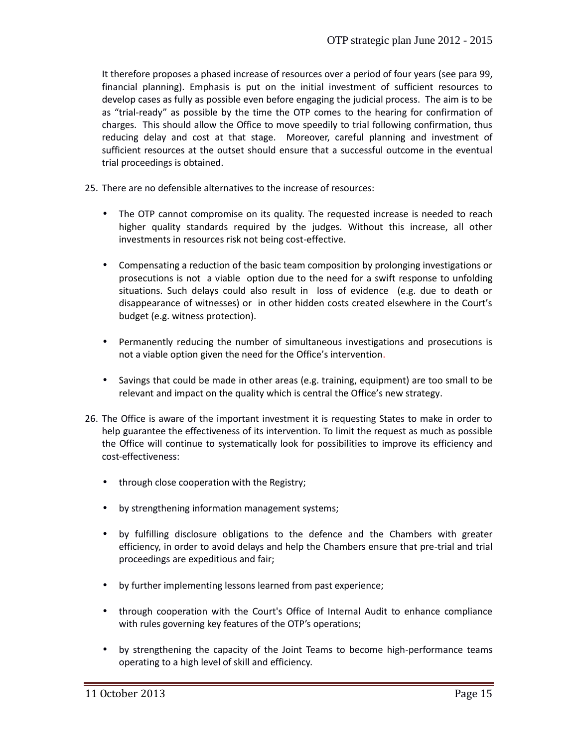It therefore proposes a phased increase of resources over a period of four years (see para 99, financial planning). Emphasis is put on the initial investment of sufficient resources to develop cases as fully as possible even before engaging the judicial process. The aim is to be as "trial-ready" as possible by the time the OTP comes to the hearing for confirmation of charges. This should allow the Office to move speedily to trial following confirmation, thus reducing delay and cost at that stage. Moreover, careful planning and investment of sufficient resources at the outset should ensure that a successful outcome in the eventual trial proceedings is obtained.

25. There are no defensible alternatives to the increase of resources:

   - The OTP cannot compromise on its quality. The requested increase is needed to reach higher quality standards required by the judges. Without this increase, all other investments in resources risk not being cost-effective.

   - Compensating a reduction of the basic team composition by prolonging investigations or prosecutions is not a viable option due to the need for a swift response to unfolding situations. Such delays could also result in loss of evidence (e.g. due to death or disappearance of witnesses) or in other hidden costs created elsewhere in the Court's budget (e.g. witness protection).

   - Permanently reducing the number of simultaneous investigations and prosecutions is not a viable option given the need for the Office's intervention.

   - Savings that could be made in other areas (e.g. training, equipment) are too small to be relevant and impact on the quality which is central the Office's new strategy.

26. The Office is aware of the important investment it is requesting States to make in order to help guarantee the effectiveness of its intervention. To limit the request as much as possible the Office will continue to systematically look for possibilities to improve its efficiency and cost-effectiveness:

   - through close cooperation with the Registry;

   - by strengthening information management systems;

   - by fulfilling disclosure obligations to the defence and the Chambers with greater efficiency, in order to avoid delays and help the Chambers ensure that pre-trial and trial proceedings are expeditious and fair;

   - by further implementing lessons learned from past experience;

   - through cooperation with the Court's Office of Internal Audit to enhance compliance with rules governing key features of the OTP's operations;

   - by strengthening the capacity of the Joint Teams to become high-performance teams operating to a high level of skill and efficiency.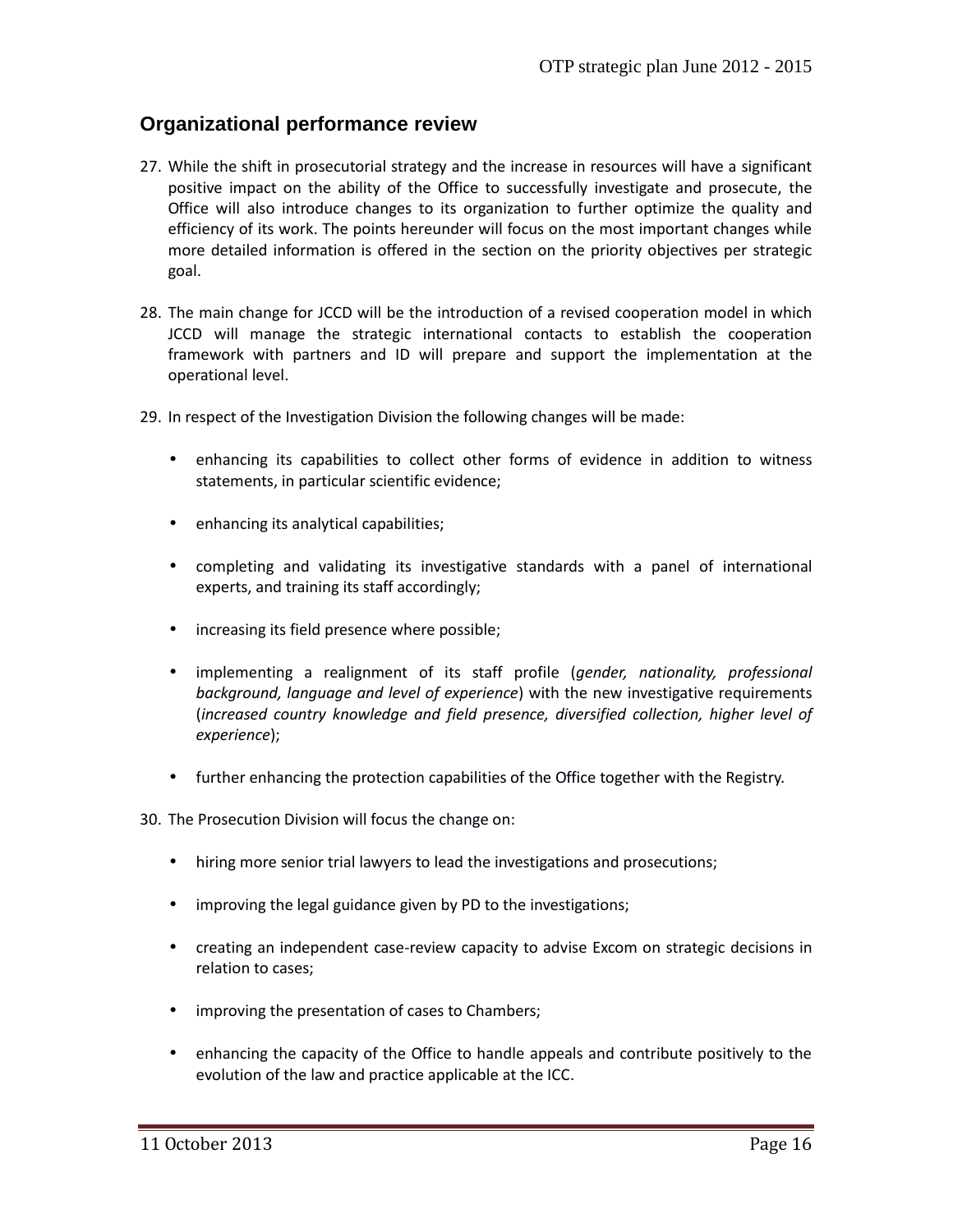## Organizational performance review

27. While the shift in prosecutorial strategy and the increase in resources will have a significant positive impact on the ability of the Office to successfully investigate and prosecute, the Office will also introduce changes to its organization to further optimize the quality and efficiency of its work. The points hereunder will focus on the most important changes while more detailed information is offered in the section on the priority objectives per strategic goal.

28. The main change for JCCD will be the introduction of a revised cooperation model in which JCCD will manage the strategic international contacts to establish the cooperation framework with partners and ID will prepare and support the implementation at the operational level.

29. In respect of the Investigation Division the following changes will be made:

    - enhancing its capabilities to collect other forms of evidence in addition to witness statements, in particular scientific evidence;
    - enhancing its analytical capabilities;
    - completing and validating its investigative standards with a panel of international experts, and training its staff accordingly;
    - increasing its field presence where possible;
    - implementing a realignment of its staff profile (*gender, nationality, professional background, language and level of experience*) with the new investigative requirements (*increased country knowledge and field presence, diversified collection, higher level of experience*);
    - further enhancing the protection capabilities of the Office together with the Registry.

30. The Prosecution Division will focus the change on:

    - hiring more senior trial lawyers to lead the investigations and prosecutions;
    - improving the legal guidance given by PD to the investigations;
    - creating an independent case-review capacity to advise Excom on strategic decisions in relation to cases;
    - improving the presentation of cases to Chambers;
    - enhancing the capacity of the Office to handle appeals and contribute positively to the evolution of the law and practice applicable at the ICC.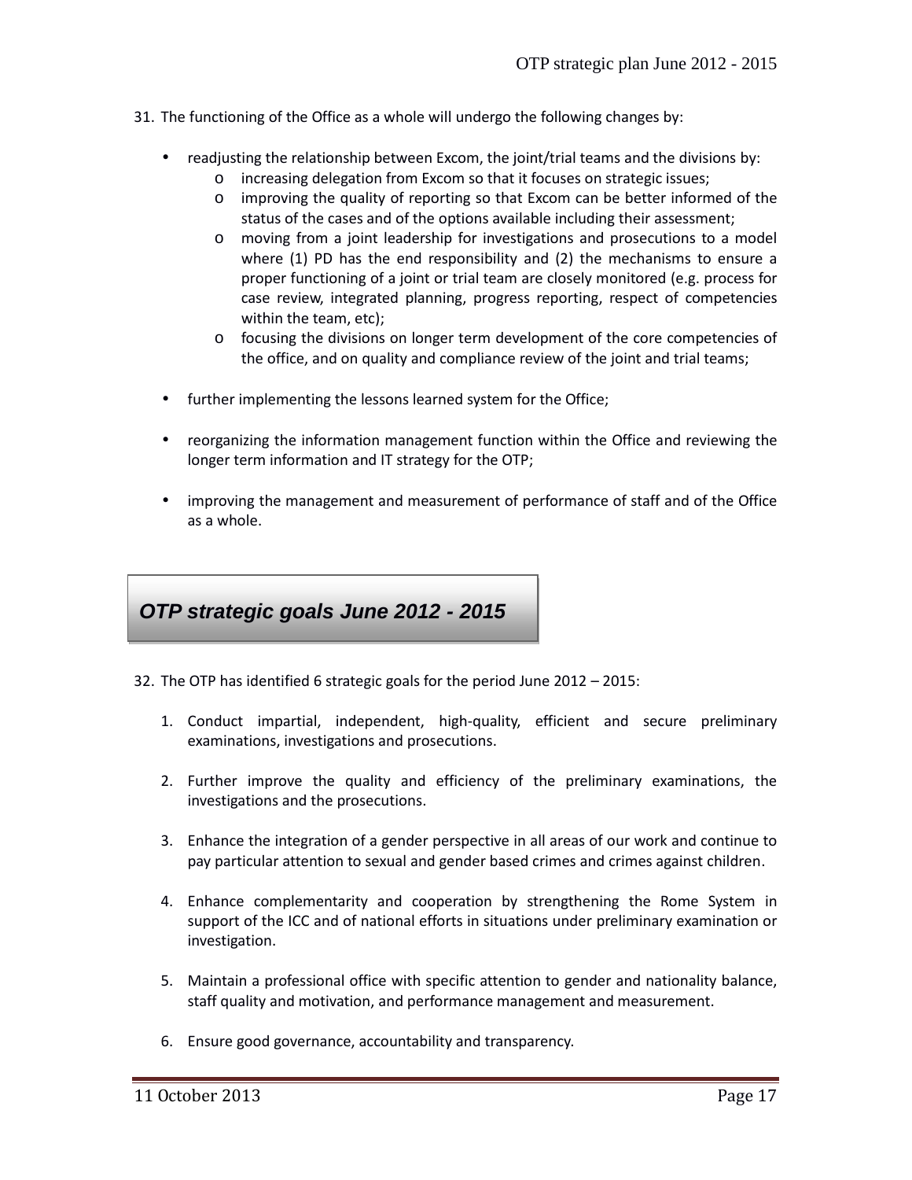31. The functioning of the Office as a whole will undergo the following changes by:

   - readjusting the relationship between Excom, the joint/trial teams and the divisions by:
     - increasing delegation from Excom so that it focuses on strategic issues;
     - improving the quality of reporting so that Excom can be better informed of the status of the cases and of the options available including their assessment;
     - moving from a joint leadership for investigations and prosecutions to a model where (1) PD has the end responsibility and (2) the mechanisms to ensure a proper functioning of a joint or trial team are closely monitored (e.g. process for case review, integrated planning, progress reporting, respect of competencies within the team, etc);
     - focusing the divisions on longer term development of the core competencies of the office, and on quality and compliance review of the joint and trial teams;

   - further implementing the lessons learned system for the Office;

   - reorganizing the information management function within the Office and reviewing the longer term information and IT strategy for the OTP;

   - improving the management and measurement of performance of staff and of the Office as a whole.

## OTP strategic goals June 2012 - 2015

32. The OTP has identified 6 strategic goals for the period June 2012 – 2015:

   1. Conduct impartial, independent, high-quality, efficient and secure preliminary examinations, investigations and prosecutions.

   2. Further improve the quality and efficiency of the preliminary examinations, the investigations and the prosecutions.

   3. Enhance the integration of a gender perspective in all areas of our work and continue to pay particular attention to sexual and gender based crimes and crimes against children.

   4. Enhance complementarity and cooperation by strengthening the Rome System in support of the ICC and of national efforts in situations under preliminary examination or investigation.

   5. Maintain a professional office with specific attention to gender and nationality balance, staff quality and motivation, and performance management and measurement.

   6. Ensure good governance, accountability and transparency.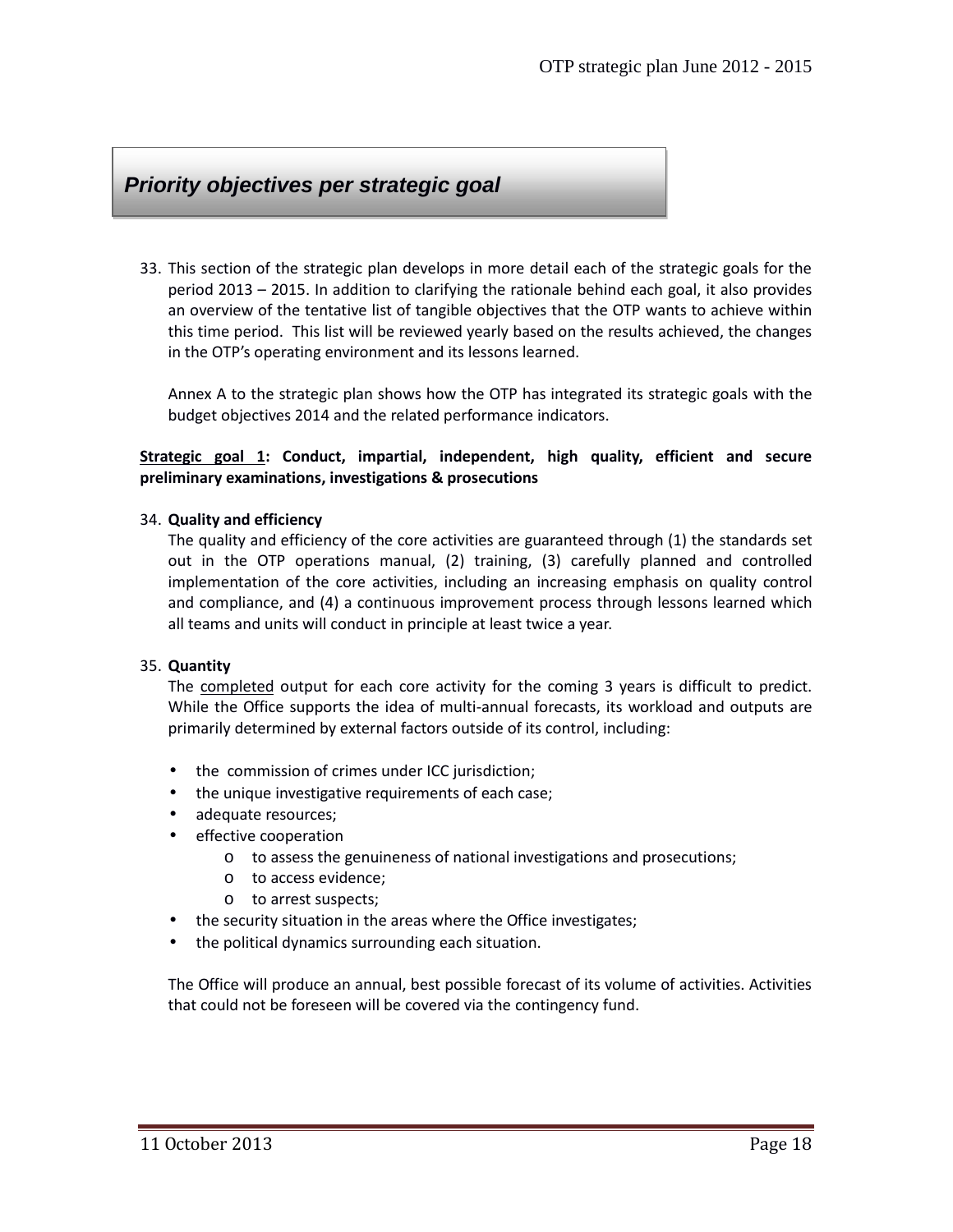## *Priority objectives per strategic goal*

33. This section of the strategic plan develops in more detail each of the strategic goals for the period 2013 – 2015. In addition to clarifying the rationale behind each goal, it also provides an overview of the tentative list of tangible objectives that the OTP wants to achieve within this time period. This list will be reviewed yearly based on the results achieved, the changes in the OTP's operating environment and its lessons learned.

    Annex A to the strategic plan shows how the OTP has integrated its strategic goals with the budget objectives 2014 and the related performance indicators.

**<u>Strategic goal 1</u>: Conduct, impartial, independent, high quality, efficient and secure preliminary examinations, investigations & prosecutions**

34. **Quality and efficiency**

    The quality and efficiency of the core activities are guaranteed through (1) the standards set out in the OTP operations manual, (2) training, (3) carefully planned and controlled implementation of the core activities, including an increasing emphasis on quality control and compliance, and (4) a continuous improvement process through lessons learned which all teams and units will conduct in principle at least twice a year.

35. **Quantity**

    The <u>completed</u> output for each core activity for the coming 3 years is difficult to predict. While the Office supports the idea of multi-annual forecasts, its workload and outputs are primarily determined by external factors outside of its control, including:

    - the commission of crimes under ICC jurisdiction;
    - the unique investigative requirements of each case;
    - adequate resources;
    - effective cooperation
        - to assess the genuineness of national investigations and prosecutions;
        - to access evidence;
        - to arrest suspects;
    - the security situation in the areas where the Office investigates;
    - the political dynamics surrounding each situation.

    The Office will produce an annual, best possible forecast of its volume of activities. Activities that could not be foreseen will be covered via the contingency fund.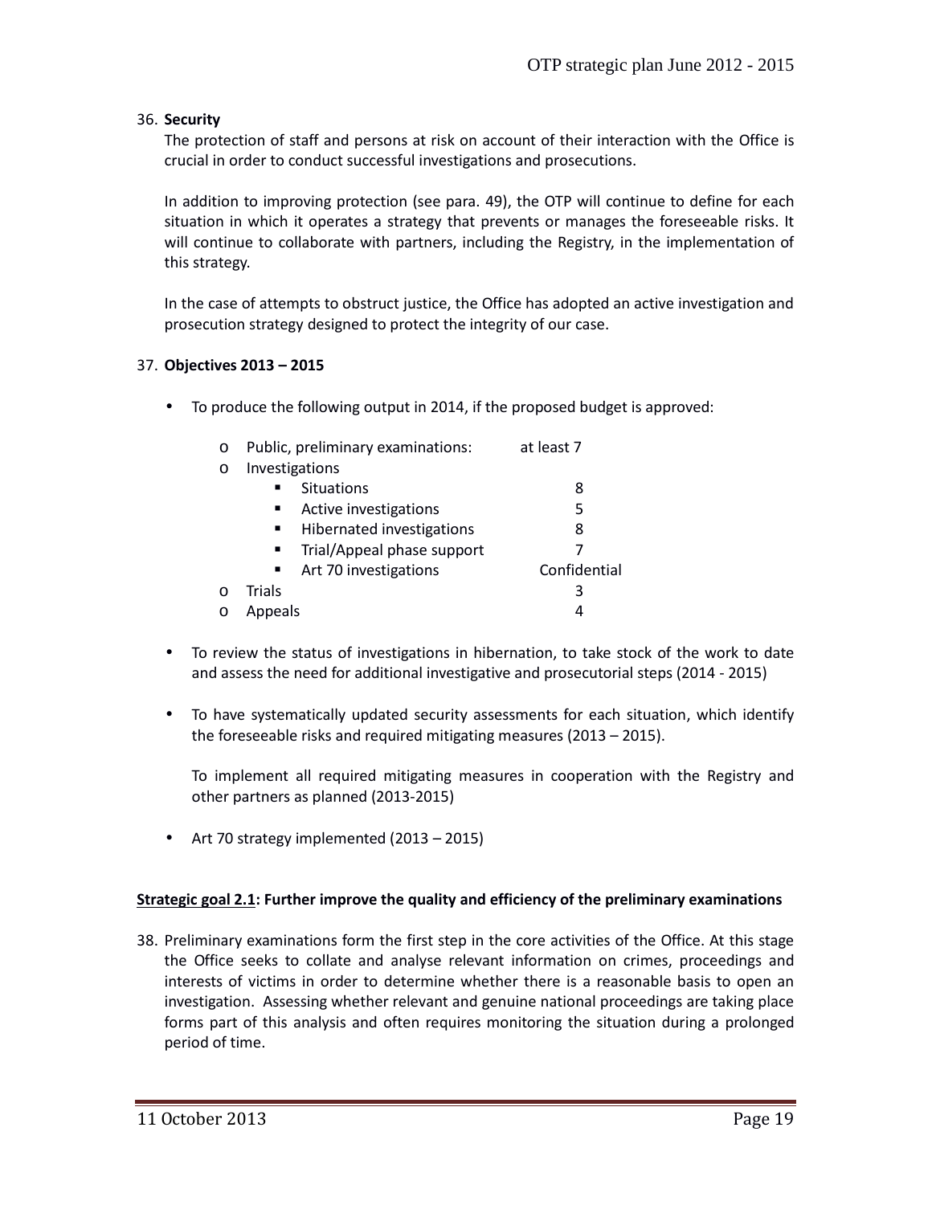36. **Security**

    The protection of staff and persons at risk on account of their interaction with the Office is crucial in order to conduct successful investigations and prosecutions.

    In addition to improving protection (see para. 49), the OTP will continue to define for each situation in which it operates a strategy that prevents or manages the foreseeable risks. It will continue to collaborate with partners, including the Registry, in the implementation of this strategy.

    In the case of attempts to obstruct justice, the Office has adopted an active investigation and prosecution strategy designed to protect the integrity of our case.

37. **Objectives 2013 – 2015**

- To produce the following output in 2014, if the proposed budget is approved:
    - Public, preliminary examinations: at least 7
    - Investigations
        - Situations 8
        - Active investigations 5
        - Hibernated investigations 8
        - Trial/Appeal phase support 7
        - Art 70 investigations Confidential
    - Trials 3
    - Appeals 4

- To review the status of investigations in hibernation, to take stock of the work to date and assess the need for additional investigative and prosecutorial steps (2014 - 2015)

- To have systematically updated security assessments for each situation, which identify the foreseeable risks and required mitigating measures (2013 – 2015).

  To implement all required mitigating measures in cooperation with the Registry and other partners as planned (2013-2015)

- Art 70 strategy implemented (2013 – 2015)

**Strategic goal 2.1: Further improve the quality and efficiency of the preliminary examinations**

38. Preliminary examinations form the first step in the core activities of the Office. At this stage the Office seeks to collate and analyse relevant information on crimes, proceedings and interests of victims in order to determine whether there is a reasonable basis to open an investigation. Assessing whether relevant and genuine national proceedings are taking place forms part of this analysis and often requires monitoring the situation during a prolonged period of time.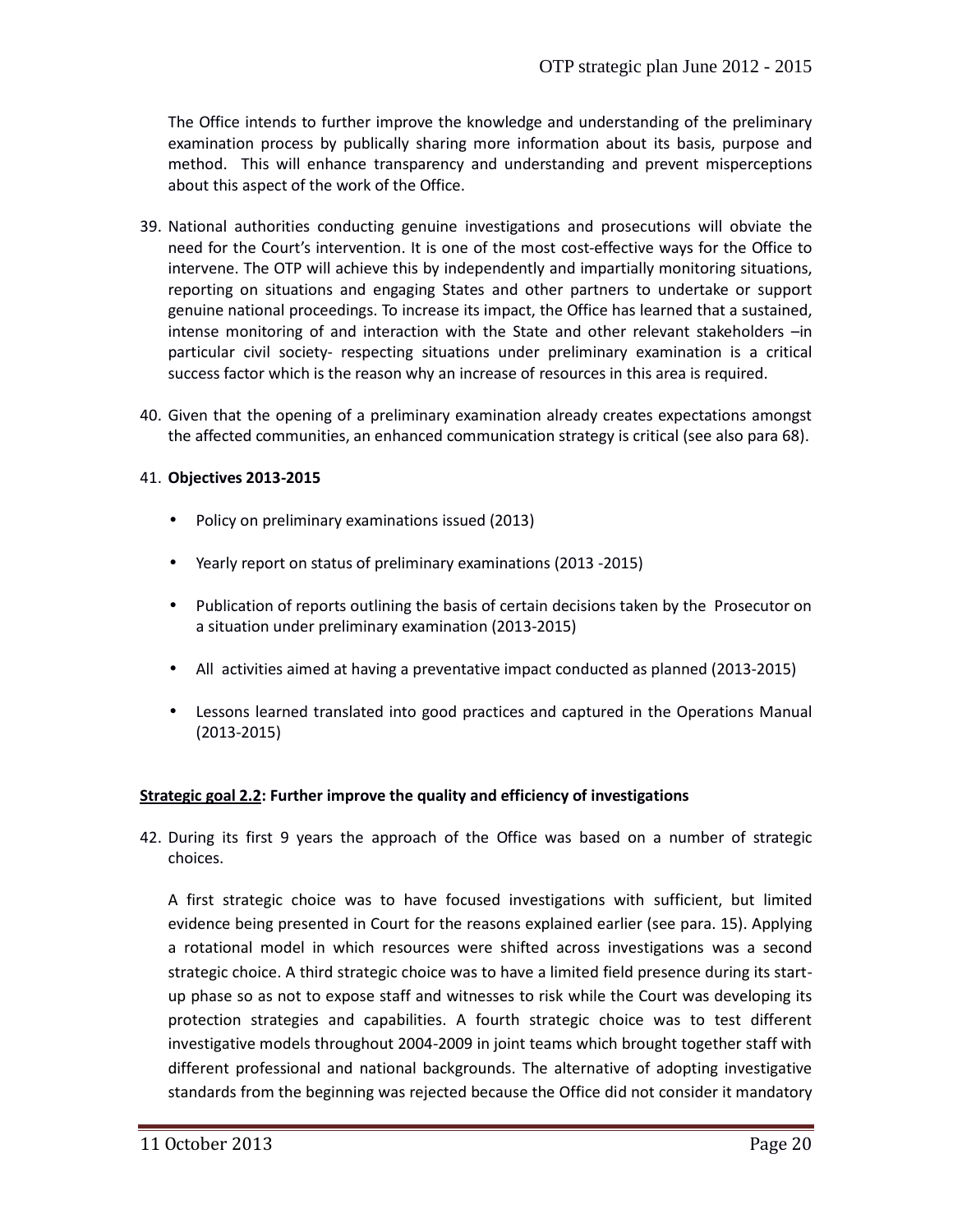The Office intends to further improve the knowledge and understanding of the preliminary examination process by publically sharing more information about its basis, purpose and method. This will enhance transparency and understanding and prevent misperceptions about this aspect of the work of the Office.

39. National authorities conducting genuine investigations and prosecutions will obviate the need for the Court's intervention. It is one of the most cost-effective ways for the Office to intervene. The OTP will achieve this by independently and impartially monitoring situations, reporting on situations and engaging States and other partners to undertake or support genuine national proceedings. To increase its impact, the Office has learned that a sustained, intense monitoring of and interaction with the State and other relevant stakeholders –in particular civil society- respecting situations under preliminary examination is a critical success factor which is the reason why an increase of resources in this area is required.

40. Given that the opening of a preliminary examination already creates expectations amongst the affected communities, an enhanced communication strategy is critical (see also para 68).

41. **Objectives 2013-2015**

- Policy on preliminary examinations issued (2013)
- Yearly report on status of preliminary examinations (2013 -2015)
- Publication of reports outlining the basis of certain decisions taken by the Prosecutor on a situation under preliminary examination (2013-2015)
- All activities aimed at having a preventative impact conducted as planned (2013-2015)
- Lessons learned translated into good practices and captured in the Operations Manual (2013-2015)

**Strategic goal 2.2: Further improve the quality and efficiency of investigations**

42. During its first 9 years the approach of the Office was based on a number of strategic choices.

A first strategic choice was to have focused investigations with sufficient, but limited evidence being presented in Court for the reasons explained earlier (see para. 15). Applying a rotational model in which resources were shifted across investigations was a second strategic choice. A third strategic choice was to have a limited field presence during its start-up phase so as not to expose staff and witnesses to risk while the Court was developing its protection strategies and capabilities. A fourth strategic choice was to test different investigative models throughout 2004-2009 in joint teams which brought together staff with different professional and national backgrounds. The alternative of adopting investigative standards from the beginning was rejected because the Office did not consider it mandatory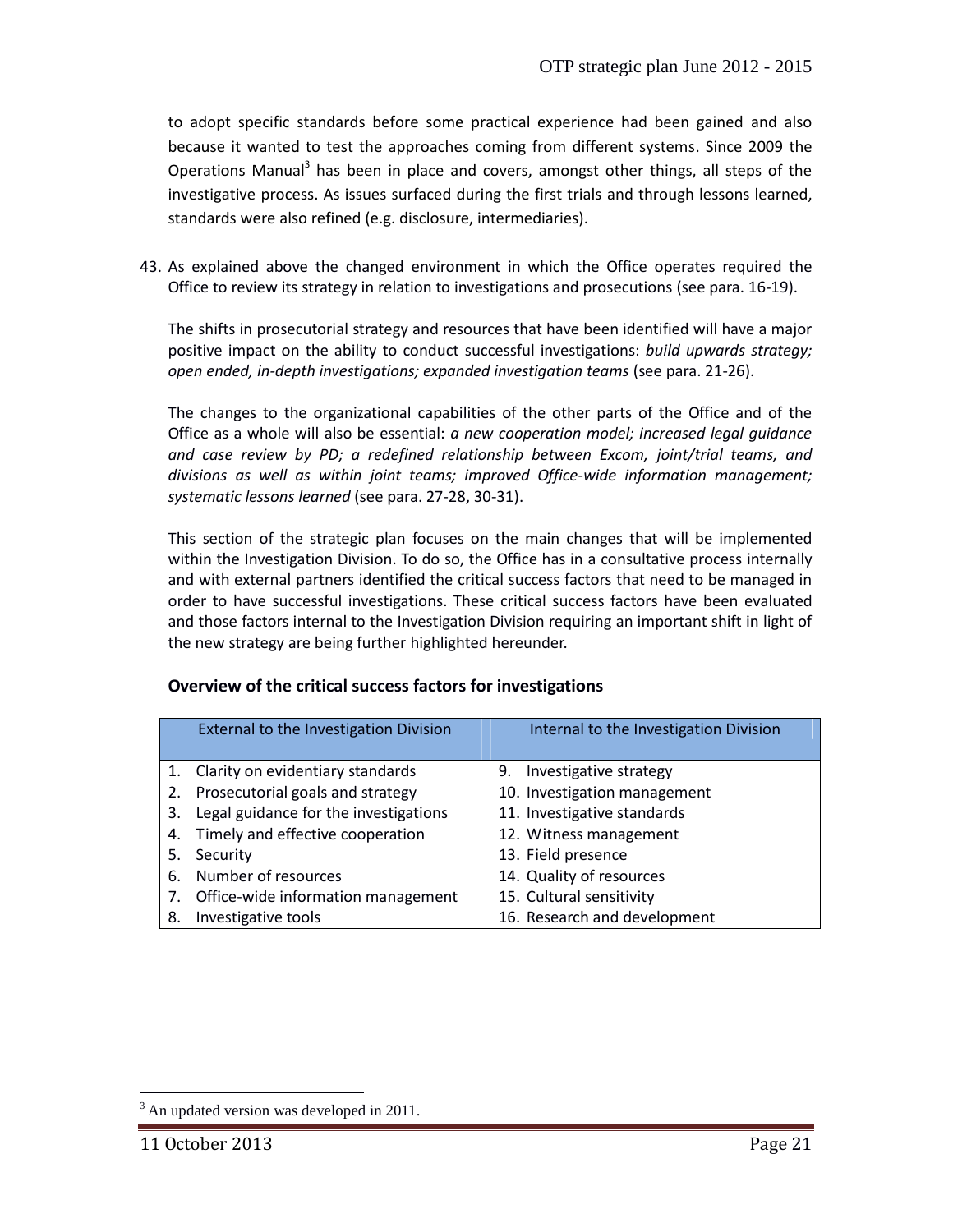to adopt specific standards before some practical experience had been gained and also because it wanted to test the approaches coming from different systems. Since 2009 the Operations Manual[3] has been in place and covers, amongst other things, all steps of the investigative process. As issues surfaced during the first trials and through lessons learned, standards were also refined (e.g. disclosure, intermediaries).

43. As explained above the changed environment in which the Office operates required the Office to review its strategy in relation to investigations and prosecutions (see para. 16-19).

    The shifts in prosecutorial strategy and resources that have been identified will have a major positive impact on the ability to conduct successful investigations: *build upwards strategy; open ended, in-depth investigations; expanded investigation teams* (see para. 21-26).

    The changes to the organizational capabilities of the other parts of the Office and of the Office as a whole will also be essential: *a new cooperation model; increased legal guidance and case review by PD; a redefined relationship between Excom, joint/trial teams, and divisions as well as within joint teams; improved Office-wide information management; systematic lessons learned* (see para. 27-28, 30-31).

    This section of the strategic plan focuses on the main changes that will be implemented within the Investigation Division. To do so, the Office has in a consultative process internally and with external partners identified the critical success factors that need to be managed in order to have successful investigations. These critical success factors have been evaluated and those factors internal to the Investigation Division requiring an important shift in light of the new strategy are being further highlighted hereunder.

**Overview of the critical success factors for investigations**

| External to the Investigation Division | Internal to the Investigation Division |
|---|---|
| 1. Clarity on evidentiary standards | 9. Investigative strategy |
| 2. Prosecutorial goals and strategy | 10. Investigation management |
| 3. Legal guidance for the investigations | 11. Investigative standards |
| 4. Timely and effective cooperation | 12. Witness management |
| 5. Security | 13. Field presence |
| 6. Number of resources | 14. Quality of resources |
| 7. Office-wide information management | 15. Cultural sensitivity |
| 8. Investigative tools | 16. Research and development |

[3] An updated version was developed in 2011.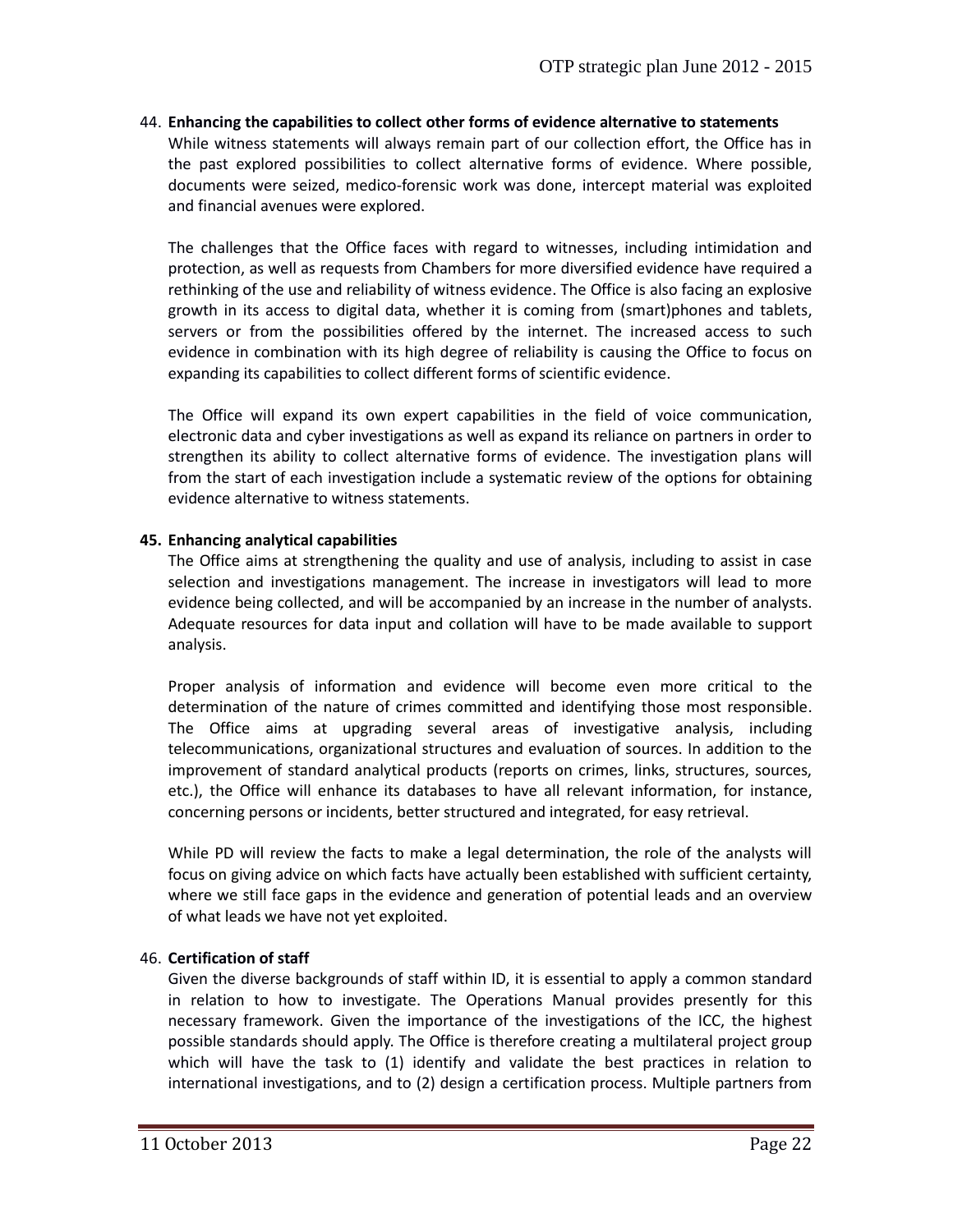44. **Enhancing the capabilities to collect other forms of evidence alternative to statements**
While witness statements will always remain part of our collection effort, the Office has in the past explored possibilities to collect alternative forms of evidence. Where possible, documents were seized, medico-forensic work was done, intercept material was exploited and financial avenues were explored.

The challenges that the Office faces with regard to witnesses, including intimidation and protection, as well as requests from Chambers for more diversified evidence have required a rethinking of the use and reliability of witness evidence. The Office is also facing an explosive growth in its access to digital data, whether it is coming from (smart)phones and tablets, servers or from the possibilities offered by the internet. The increased access to such evidence in combination with its high degree of reliability is causing the Office to focus on expanding its capabilities to collect different forms of scientific evidence.

The Office will expand its own expert capabilities in the field of voice communication, electronic data and cyber investigations as well as expand its reliance on partners in order to strengthen its ability to collect alternative forms of evidence. The investigation plans will from the start of each investigation include a systematic review of the options for obtaining evidence alternative to witness statements.

**45. Enhancing analytical capabilities**
The Office aims at strengthening the quality and use of analysis, including to assist in case selection and investigations management. The increase in investigators will lead to more evidence being collected, and will be accompanied by an increase in the number of analysts. Adequate resources for data input and collation will have to be made available to support analysis.

Proper analysis of information and evidence will become even more critical to the determination of the nature of crimes committed and identifying those most responsible. The Office aims at upgrading several areas of investigative analysis, including telecommunications, organizational structures and evaluation of sources. In addition to the improvement of standard analytical products (reports on crimes, links, structures, sources, etc.), the Office will enhance its databases to have all relevant information, for instance, concerning persons or incidents, better structured and integrated, for easy retrieval.

While PD will review the facts to make a legal determination, the role of the analysts will focus on giving advice on which facts have actually been established with sufficient certainty, where we still face gaps in the evidence and generation of potential leads and an overview of what leads we have not yet exploited.

46. **Certification of staff**
Given the diverse backgrounds of staff within ID, it is essential to apply a common standard in relation to how to investigate. The Operations Manual provides presently for this necessary framework. Given the importance of the investigations of the ICC, the highest possible standards should apply. The Office is therefore creating a multilateral project group which will have the task to (1) identify and validate the best practices in relation to international investigations, and to (2) design a certification process. Multiple partners from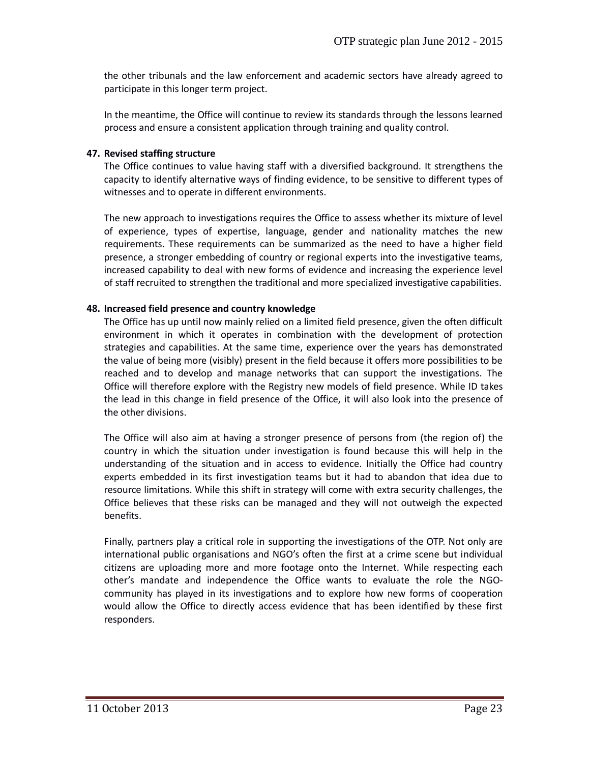the other tribunals and the law enforcement and academic sectors have already agreed to participate in this longer term project.

In the meantime, the Office will continue to review its standards through the lessons learned process and ensure a consistent application through training and quality control.

**47. Revised staffing structure**

The Office continues to value having staff with a diversified background. It strengthens the capacity to identify alternative ways of finding evidence, to be sensitive to different types of witnesses and to operate in different environments.

The new approach to investigations requires the Office to assess whether its mixture of level of experience, types of expertise, language, gender and nationality matches the new requirements. These requirements can be summarized as the need to have a higher field presence, a stronger embedding of country or regional experts into the investigative teams, increased capability to deal with new forms of evidence and increasing the experience level of staff recruited to strengthen the traditional and more specialized investigative capabilities.

**48. Increased field presence and country knowledge**

The Office has up until now mainly relied on a limited field presence, given the often difficult environment in which it operates in combination with the development of protection strategies and capabilities. At the same time, experience over the years has demonstrated the value of being more (visibly) present in the field because it offers more possibilities to be reached and to develop and manage networks that can support the investigations. The Office will therefore explore with the Registry new models of field presence. While ID takes the lead in this change in field presence of the Office, it will also look into the presence of the other divisions.

The Office will also aim at having a stronger presence of persons from (the region of) the country in which the situation under investigation is found because this will help in the understanding of the situation and in access to evidence. Initially the Office had country experts embedded in its first investigation teams but it had to abandon that idea due to resource limitations. While this shift in strategy will come with extra security challenges, the Office believes that these risks can be managed and they will not outweigh the expected benefits.

Finally, partners play a critical role in supporting the investigations of the OTP. Not only are international public organisations and NGO's often the first at a crime scene but individual citizens are uploading more and more footage onto the Internet. While respecting each other's mandate and independence the Office wants to evaluate the role the NGO-community has played in its investigations and to explore how new forms of cooperation would allow the Office to directly access evidence that has been identified by these first responders.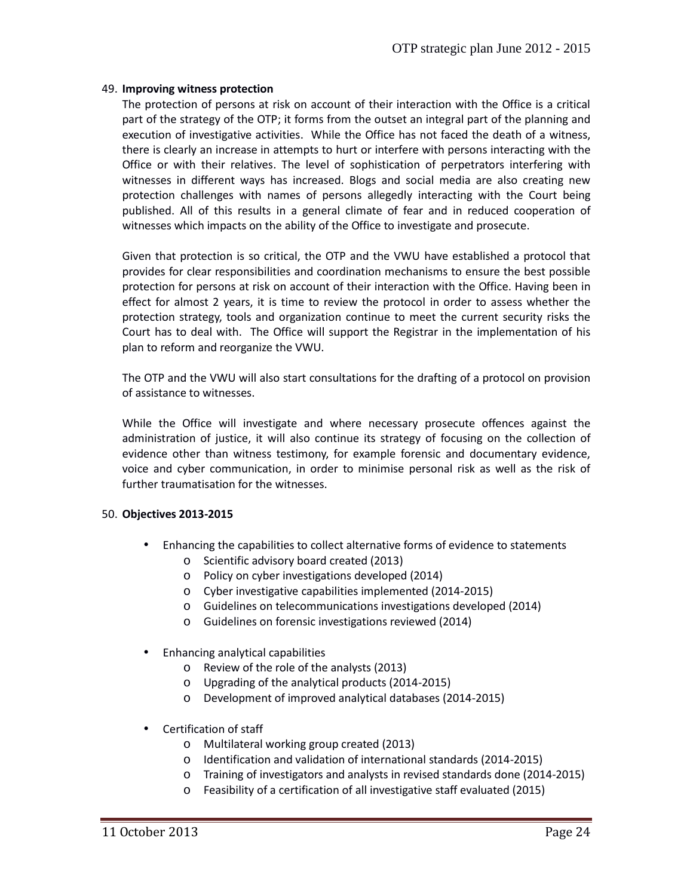49. **Improving witness protection**

The protection of persons at risk on account of their interaction with the Office is a critical part of the strategy of the OTP; it forms from the outset an integral part of the planning and execution of investigative activities. While the Office has not faced the death of a witness, there is clearly an increase in attempts to hurt or interfere with persons interacting with the Office or with their relatives. The level of sophistication of perpetrators interfering with witnesses in different ways has increased. Blogs and social media are also creating new protection challenges with names of persons allegedly interacting with the Court being published. All of this results in a general climate of fear and in reduced cooperation of witnesses which impacts on the ability of the Office to investigate and prosecute.

Given that protection is so critical, the OTP and the VWU have established a protocol that provides for clear responsibilities and coordination mechanisms to ensure the best possible protection for persons at risk on account of their interaction with the Office. Having been in effect for almost 2 years, it is time to review the protocol in order to assess whether the protection strategy, tools and organization continue to meet the current security risks the Court has to deal with. The Office will support the Registrar in the implementation of his plan to reform and reorganize the VWU.

The OTP and the VWU will also start consultations for the drafting of a protocol on provision of assistance to witnesses.

While the Office will investigate and where necessary prosecute offences against the administration of justice, it will also continue its strategy of focusing on the collection of evidence other than witness testimony, for example forensic and documentary evidence, voice and cyber communication, in order to minimise personal risk as well as the risk of further traumatisation for the witnesses.

50. **Objectives 2013-2015**

- Enhancing the capabilities to collect alternative forms of evidence to statements
  - Scientific advisory board created (2013)
  - Policy on cyber investigations developed (2014)
  - Cyber investigative capabilities implemented (2014-2015)
  - Guidelines on telecommunications investigations developed (2014)
  - Guidelines on forensic investigations reviewed (2014)

- Enhancing analytical capabilities
  - Review of the role of the analysts (2013)
  - Upgrading of the analytical products (2014-2015)
  - Development of improved analytical databases (2014-2015)

- Certification of staff
  - Multilateral working group created (2013)
  - Identification and validation of international standards (2014-2015)
  - Training of investigators and analysts in revised standards done (2014-2015)
  - Feasibility of a certification of all investigative staff evaluated (2015)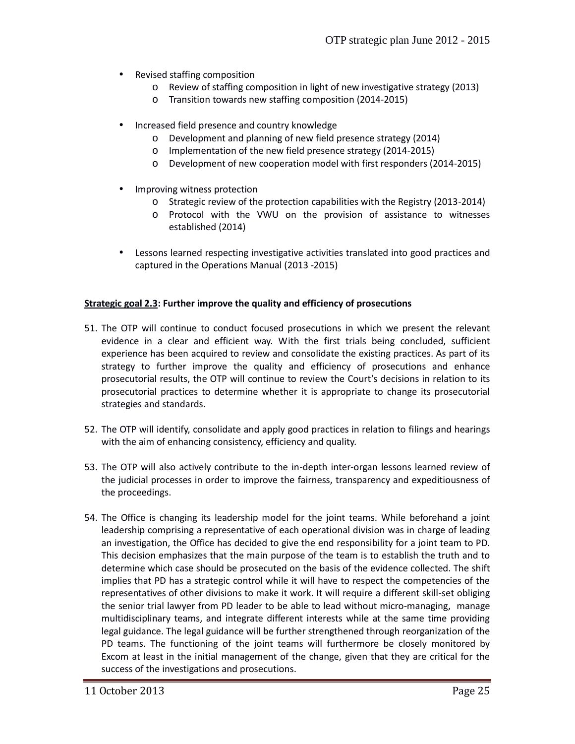- Revised staffing composition
  - Review of staffing composition in light of new investigative strategy (2013)
  - Transition towards new staffing composition (2014-2015)

- Increased field presence and country knowledge
  - Development and planning of new field presence strategy (2014)
  - Implementation of the new field presence strategy (2014-2015)
  - Development of new cooperation model with first responders (2014-2015)

- Improving witness protection
  - Strategic review of the protection capabilities with the Registry (2013-2014)
  - Protocol with the VWU on the provision of assistance to witnesses established (2014)

- Lessons learned respecting investigative activities translated into good practices and captured in the Operations Manual (2013 -2015)

**<u>Strategic goal 2.3</u>: Further improve the quality and efficiency of prosecutions**

51. The OTP will continue to conduct focused prosecutions in which we present the relevant evidence in a clear and efficient way. With the first trials being concluded, sufficient experience has been acquired to review and consolidate the existing practices. As part of its strategy to further improve the quality and efficiency of prosecutions and enhance prosecutorial results, the OTP will continue to review the Court's decisions in relation to its prosecutorial practices to determine whether it is appropriate to change its prosecutorial strategies and standards.

52. The OTP will identify, consolidate and apply good practices in relation to filings and hearings with the aim of enhancing consistency, efficiency and quality.

53. The OTP will also actively contribute to the in-depth inter-organ lessons learned review of the judicial processes in order to improve the fairness, transparency and expeditiousness of the proceedings.

54. The Office is changing its leadership model for the joint teams. While beforehand a joint leadership comprising a representative of each operational division was in charge of leading an investigation, the Office has decided to give the end responsibility for a joint team to PD. This decision emphasizes that the main purpose of the team is to establish the truth and to determine which case should be prosecuted on the basis of the evidence collected. The shift implies that PD has a strategic control while it will have to respect the competencies of the representatives of other divisions to make it work. It will require a different skill-set obliging the senior trial lawyer from PD leader to be able to lead without micro-managing, manage multidisciplinary teams, and integrate different interests while at the same time providing legal guidance. The legal guidance will be further strengthened through reorganization of the PD teams. The functioning of the joint teams will furthermore be closely monitored by Excom at least in the initial management of the change, given that they are critical for the success of the investigations and prosecutions.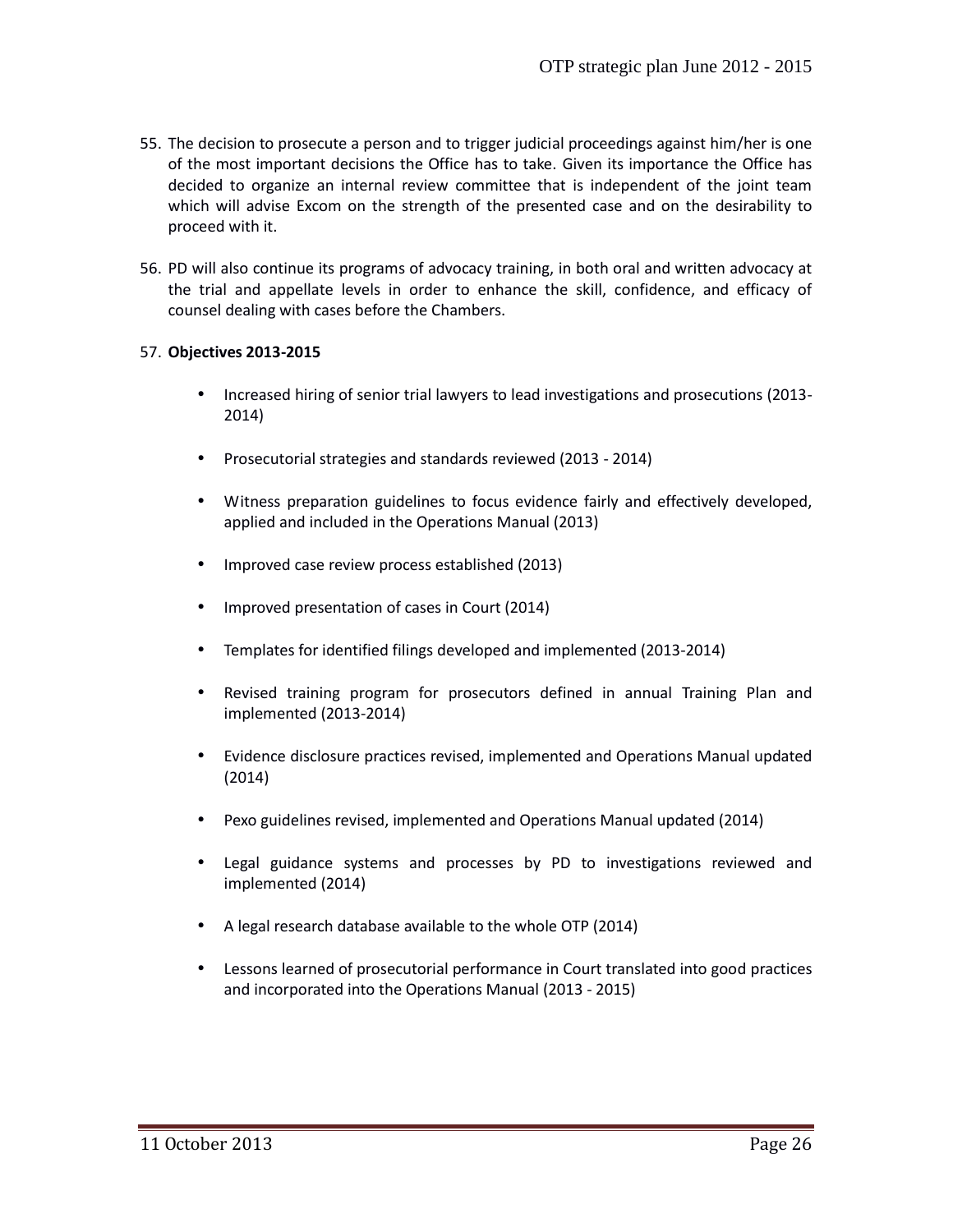55. The decision to prosecute a person and to trigger judicial proceedings against him/her is one of the most important decisions the Office has to take. Given its importance the Office has decided to organize an internal review committee that is independent of the joint team which will advise Excom on the strength of the presented case and on the desirability to proceed with it.

56. PD will also continue its programs of advocacy training, in both oral and written advocacy at the trial and appellate levels in order to enhance the skill, confidence, and efficacy of counsel dealing with cases before the Chambers.

57. **Objectives 2013-2015**

    - Increased hiring of senior trial lawyers to lead investigations and prosecutions (2013-2014)
    - Prosecutorial strategies and standards reviewed (2013 - 2014)
    - Witness preparation guidelines to focus evidence fairly and effectively developed, applied and included in the Operations Manual (2013)
    - Improved case review process established (2013)
    - Improved presentation of cases in Court (2014)
    - Templates for identified filings developed and implemented (2013-2014)
    - Revised training program for prosecutors defined in annual Training Plan and implemented (2013-2014)
    - Evidence disclosure practices revised, implemented and Operations Manual updated (2014)
    - Pexo guidelines revised, implemented and Operations Manual updated (2014)
    - Legal guidance systems and processes by PD to investigations reviewed and implemented (2014)
    - A legal research database available to the whole OTP (2014)
    - Lessons learned of prosecutorial performance in Court translated into good practices and incorporated into the Operations Manual (2013 - 2015)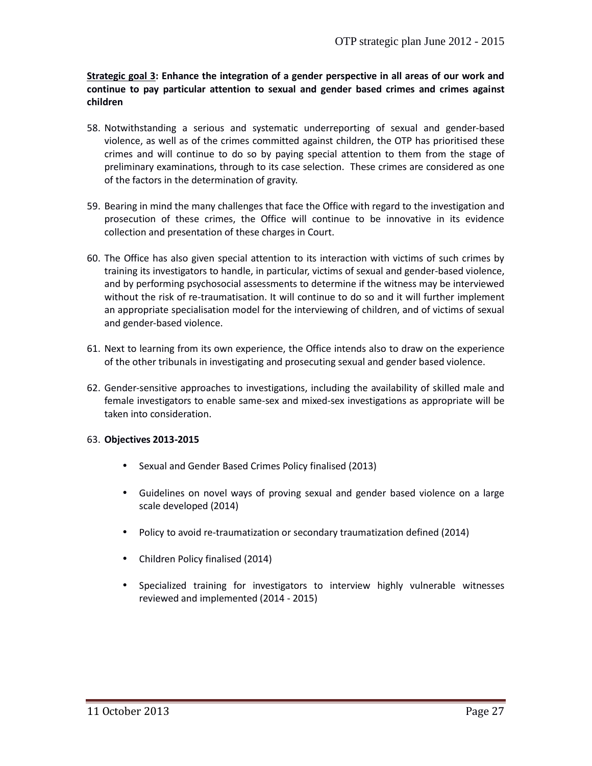**<u>Strategic goal 3</u>: Enhance the integration of a gender perspective in all areas of our work and continue to pay particular attention to sexual and gender based crimes and crimes against children**

58. Notwithstanding a serious and systematic underreporting of sexual and gender-based violence, as well as of the crimes committed against children, the OTP has prioritised these crimes and will continue to do so by paying special attention to them from the stage of preliminary examinations, through to its case selection. These crimes are considered as one of the factors in the determination of gravity.

59. Bearing in mind the many challenges that face the Office with regard to the investigation and prosecution of these crimes, the Office will continue to be innovative in its evidence collection and presentation of these charges in Court.

60. The Office has also given special attention to its interaction with victims of such crimes by training its investigators to handle, in particular, victims of sexual and gender-based violence, and by performing psychosocial assessments to determine if the witness may be interviewed without the risk of re-traumatisation. It will continue to do so and it will further implement an appropriate specialisation model for the interviewing of children, and of victims of sexual and gender-based violence.

61. Next to learning from its own experience, the Office intends also to draw on the experience of the other tribunals in investigating and prosecuting sexual and gender based violence.

62. Gender-sensitive approaches to investigations, including the availability of skilled male and female investigators to enable same-sex and mixed-sex investigations as appropriate will be taken into consideration.

63. **Objectives 2013-2015**

    - Sexual and Gender Based Crimes Policy finalised (2013)
    - Guidelines on novel ways of proving sexual and gender based violence on a large scale developed (2014)
    - Policy to avoid re-traumatization or secondary traumatization defined (2014)
    - Children Policy finalised (2014)
    - Specialized training for investigators to interview highly vulnerable witnesses reviewed and implemented (2014 - 2015)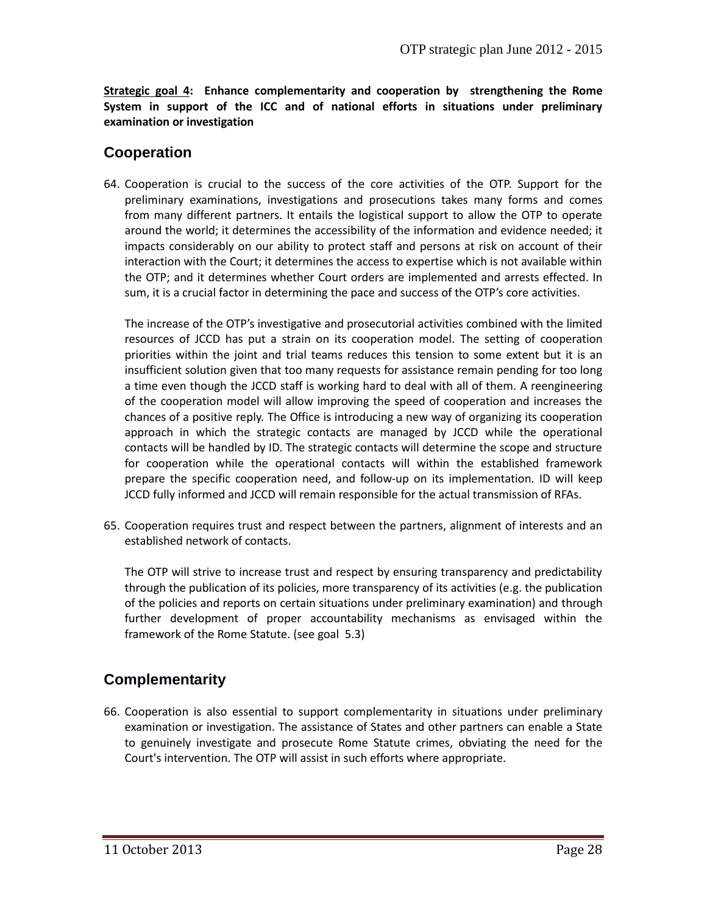**Strategic goal 4: Enhance complementarity and cooperation by strengthening the Rome System in support of the ICC and of national efforts in situations under preliminary examination or investigation**

## Cooperation

64. Cooperation is crucial to the success of the core activities of the OTP. Support for the preliminary examinations, investigations and prosecutions takes many forms and comes from many different partners. It entails the logistical support to allow the OTP to operate around the world; it determines the accessibility of the information and evidence needed; it impacts considerably on our ability to protect staff and persons at risk on account of their interaction with the Court; it determines the access to expertise which is not available within the OTP; and it determines whether Court orders are implemented and arrests effected. In sum, it is a crucial factor in determining the pace and success of the OTP's core activities.

    The increase of the OTP's investigative and prosecutorial activities combined with the limited resources of JCCD has put a strain on its cooperation model. The setting of cooperation priorities within the joint and trial teams reduces this tension to some extent but it is an insufficient solution given that too many requests for assistance remain pending for too long a time even though the JCCD staff is working hard to deal with all of them. A reengineering of the cooperation model will allow improving the speed of cooperation and increases the chances of a positive reply. The Office is introducing a new way of organizing its cooperation approach in which the strategic contacts are managed by JCCD while the operational contacts will be handled by ID. The strategic contacts will determine the scope and structure for cooperation while the operational contacts will within the established framework prepare the specific cooperation need, and follow-up on its implementation. ID will keep JCCD fully informed and JCCD will remain responsible for the actual transmission of RFAs.

65. Cooperation requires trust and respect between the partners, alignment of interests and an established network of contacts.

    The OTP will strive to increase trust and respect by ensuring transparency and predictability through the publication of its policies, more transparency of its activities (e.g. the publication of the policies and reports on certain situations under preliminary examination) and through further development of proper accountability mechanisms as envisaged within the framework of the Rome Statute. (see goal 5.3)

## Complementarity

66. Cooperation is also essential to support complementarity in situations under preliminary examination or investigation. The assistance of States and other partners can enable a State to genuinely investigate and prosecute Rome Statute crimes, obviating the need for the Court's intervention. The OTP will assist in such efforts where appropriate.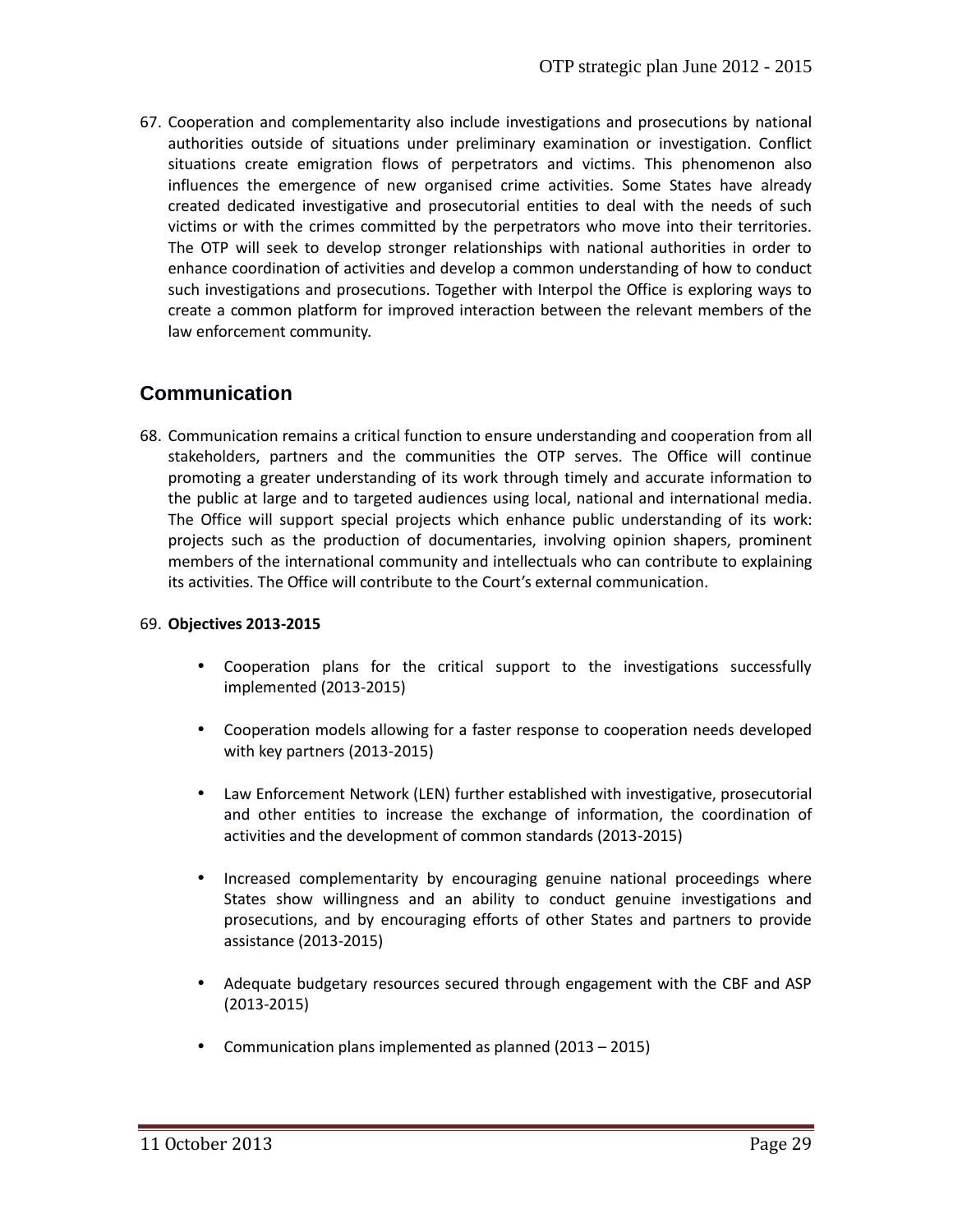67. Cooperation and complementarity also include investigations and prosecutions by national authorities outside of situations under preliminary examination or investigation. Conflict situations create emigration flows of perpetrators and victims. This phenomenon also influences the emergence of new organised crime activities. Some States have already created dedicated investigative and prosecutorial entities to deal with the needs of such victims or with the crimes committed by the perpetrators who move into their territories. The OTP will seek to develop stronger relationships with national authorities in order to enhance coordination of activities and develop a common understanding of how to conduct such investigations and prosecutions. Together with Interpol the Office is exploring ways to create a common platform for improved interaction between the relevant members of the law enforcement community.

## Communication

68. Communication remains a critical function to ensure understanding and cooperation from all stakeholders, partners and the communities the OTP serves. The Office will continue promoting a greater understanding of its work through timely and accurate information to the public at large and to targeted audiences using local, national and international media. The Office will support special projects which enhance public understanding of its work: projects such as the production of documentaries, involving opinion shapers, prominent members of the international community and intellectuals who can contribute to explaining its activities. The Office will contribute to the Court's external communication.

69. **Objectives 2013-2015**

- Cooperation plans for the critical support to the investigations successfully implemented (2013-2015)
- Cooperation models allowing for a faster response to cooperation needs developed with key partners (2013-2015)
- Law Enforcement Network (LEN) further established with investigative, prosecutorial and other entities to increase the exchange of information, the coordination of activities and the development of common standards (2013-2015)
- Increased complementarity by encouraging genuine national proceedings where States show willingness and an ability to conduct genuine investigations and prosecutions, and by encouraging efforts of other States and partners to provide assistance (2013-2015)
- Adequate budgetary resources secured through engagement with the CBF and ASP (2013-2015)
- Communication plans implemented as planned (2013 – 2015)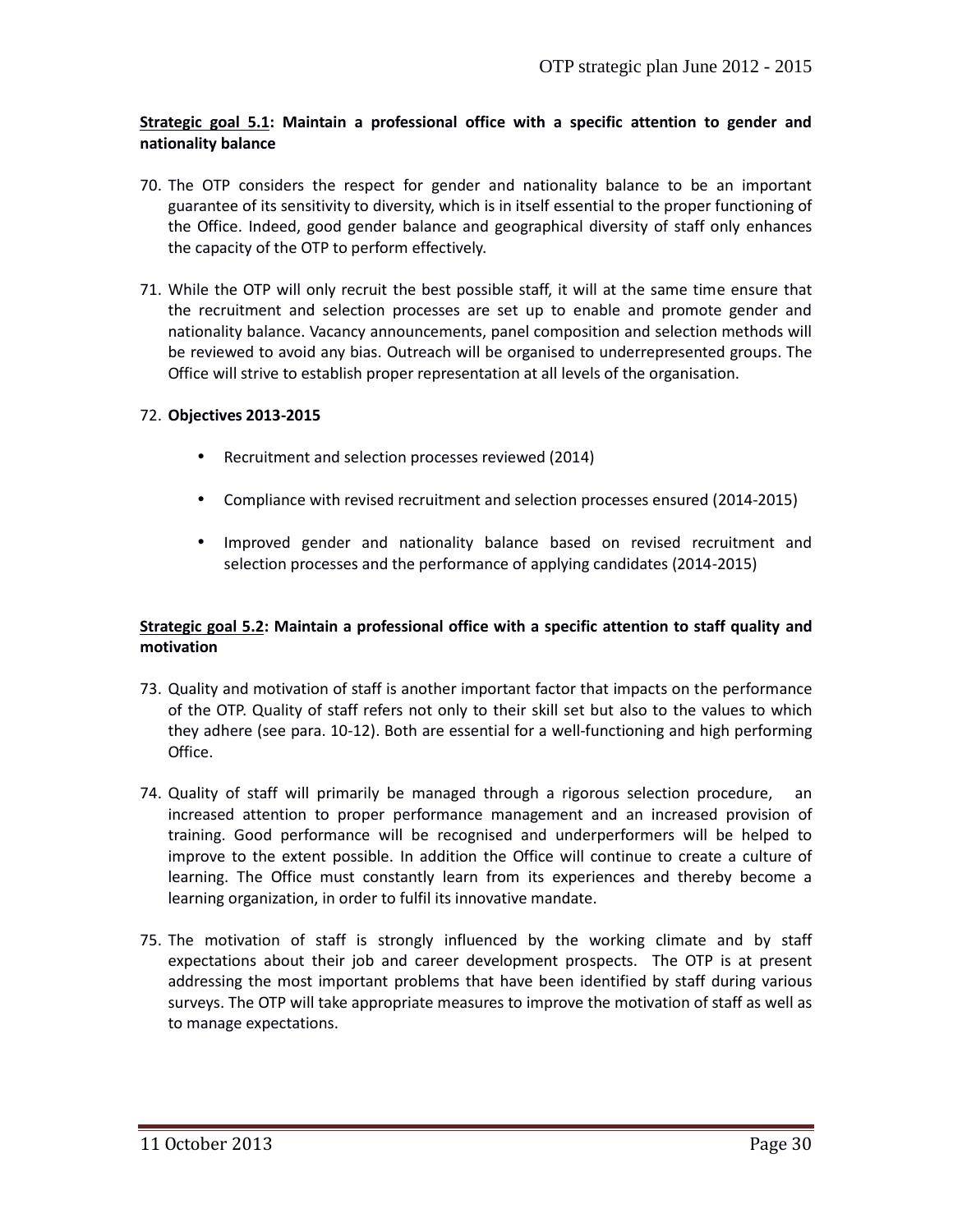**<u>Strategic goal 5.1</u>: Maintain a professional office with a specific attention to gender and nationality balance**

70. The OTP considers the respect for gender and nationality balance to be an important guarantee of its sensitivity to diversity, which is in itself essential to the proper functioning of the Office. Indeed, good gender balance and geographical diversity of staff only enhances the capacity of the OTP to perform effectively.

71. While the OTP will only recruit the best possible staff, it will at the same time ensure that the recruitment and selection processes are set up to enable and promote gender and nationality balance. Vacancy announcements, panel composition and selection methods will be reviewed to avoid any bias. Outreach will be organised to underrepresented groups. The Office will strive to establish proper representation at all levels of the organisation.

72. **Objectives 2013-2015**

    - Recruitment and selection processes reviewed (2014)
    - Compliance with revised recruitment and selection processes ensured (2014-2015)
    - Improved gender and nationality balance based on revised recruitment and selection processes and the performance of applying candidates (2014-2015)

**<u>Strategic goal 5.2</u>: Maintain a professional office with a specific attention to staff quality and motivation**

73. Quality and motivation of staff is another important factor that impacts on the performance of the OTP. Quality of staff refers not only to their skill set but also to the values to which they adhere (see para. 10-12). Both are essential for a well-functioning and high performing Office.

74. Quality of staff will primarily be managed through a rigorous selection procedure, an increased attention to proper performance management and an increased provision of training. Good performance will be recognised and underperformers will be helped to improve to the extent possible. In addition the Office will continue to create a culture of learning. The Office must constantly learn from its experiences and thereby become a learning organization, in order to fulfil its innovative mandate.

75. The motivation of staff is strongly influenced by the working climate and by staff expectations about their job and career development prospects. The OTP is at present addressing the most important problems that have been identified by staff during various surveys. The OTP will take appropriate measures to improve the motivation of staff as well as to manage expectations.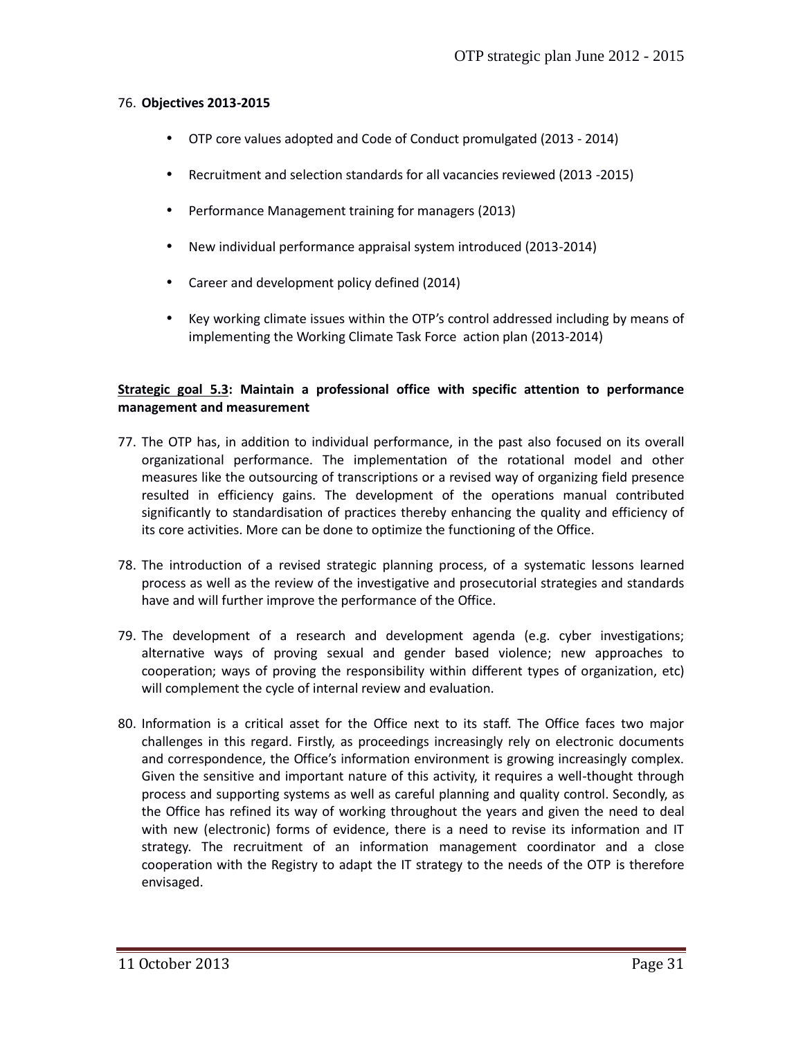76. **Objectives 2013-2015**

- OTP core values adopted and Code of Conduct promulgated (2013 - 2014)
- Recruitment and selection standards for all vacancies reviewed (2013 -2015)
- Performance Management training for managers (2013)
- New individual performance appraisal system introduced (2013-2014)
- Career and development policy defined (2014)
- Key working climate issues within the OTP's control addressed including by means of implementing the Working Climate Task Force action plan (2013-2014)

**Strategic goal 5.3: Maintain a professional office with specific attention to performance management and measurement**

77. The OTP has, in addition to individual performance, in the past also focused on its overall organizational performance. The implementation of the rotational model and other measures like the outsourcing of transcriptions or a revised way of organizing field presence resulted in efficiency gains. The development of the operations manual contributed significantly to standardisation of practices thereby enhancing the quality and efficiency of its core activities. More can be done to optimize the functioning of the Office.

78. The introduction of a revised strategic planning process, of a systematic lessons learned process as well as the review of the investigative and prosecutorial strategies and standards have and will further improve the performance of the Office.

79. The development of a research and development agenda (e.g. cyber investigations; alternative ways of proving sexual and gender based violence; new approaches to cooperation; ways of proving the responsibility within different types of organization, etc) will complement the cycle of internal review and evaluation.

80. Information is a critical asset for the Office next to its staff. The Office faces two major challenges in this regard. Firstly, as proceedings increasingly rely on electronic documents and correspondence, the Office's information environment is growing increasingly complex. Given the sensitive and important nature of this activity, it requires a well-thought through process and supporting systems as well as careful planning and quality control. Secondly, as the Office has refined its way of working throughout the years and given the need to deal with new (electronic) forms of evidence, there is a need to revise its information and IT strategy. The recruitment of an information management coordinator and a close cooperation with the Registry to adapt the IT strategy to the needs of the OTP is therefore envisaged.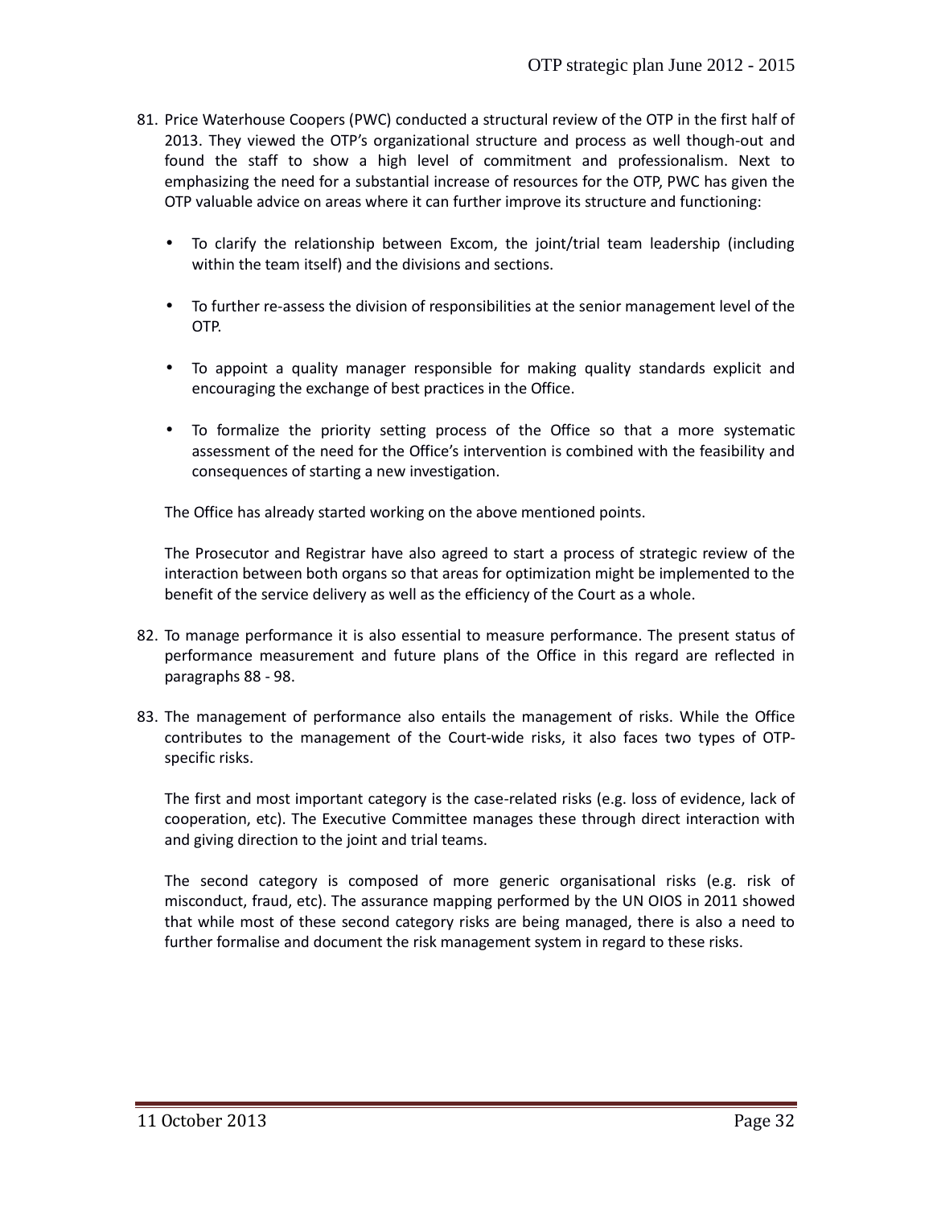81. Price Waterhouse Coopers (PWC) conducted a structural review of the OTP in the first half of 2013. They viewed the OTP's organizational structure and process as well though-out and found the staff to show a high level of commitment and professionalism. Next to emphasizing the need for a substantial increase of resources for the OTP, PWC has given the OTP valuable advice on areas where it can further improve its structure and functioning:

    - To clarify the relationship between Excom, the joint/trial team leadership (including within the team itself) and the divisions and sections.
    - To further re-assess the division of responsibilities at the senior management level of the OTP.
    - To appoint a quality manager responsible for making quality standards explicit and encouraging the exchange of best practices in the Office.
    - To formalize the priority setting process of the Office so that a more systematic assessment of the need for the Office's intervention is combined with the feasibility and consequences of starting a new investigation.

    The Office has already started working on the above mentioned points.

    The Prosecutor and Registrar have also agreed to start a process of strategic review of the interaction between both organs so that areas for optimization might be implemented to the benefit of the service delivery as well as the efficiency of the Court as a whole.

82. To manage performance it is also essential to measure performance. The present status of performance measurement and future plans of the Office in this regard are reflected in paragraphs 88 - 98.

83. The management of performance also entails the management of risks. While the Office contributes to the management of the Court-wide risks, it also faces two types of OTP-specific risks.

    The first and most important category is the case-related risks (e.g. loss of evidence, lack of cooperation, etc). The Executive Committee manages these through direct interaction with and giving direction to the joint and trial teams.

    The second category is composed of more generic organisational risks (e.g. risk of misconduct, fraud, etc). The assurance mapping performed by the UN OIOS in 2011 showed that while most of these second category risks are being managed, there is also a need to further formalise and document the risk management system in regard to these risks.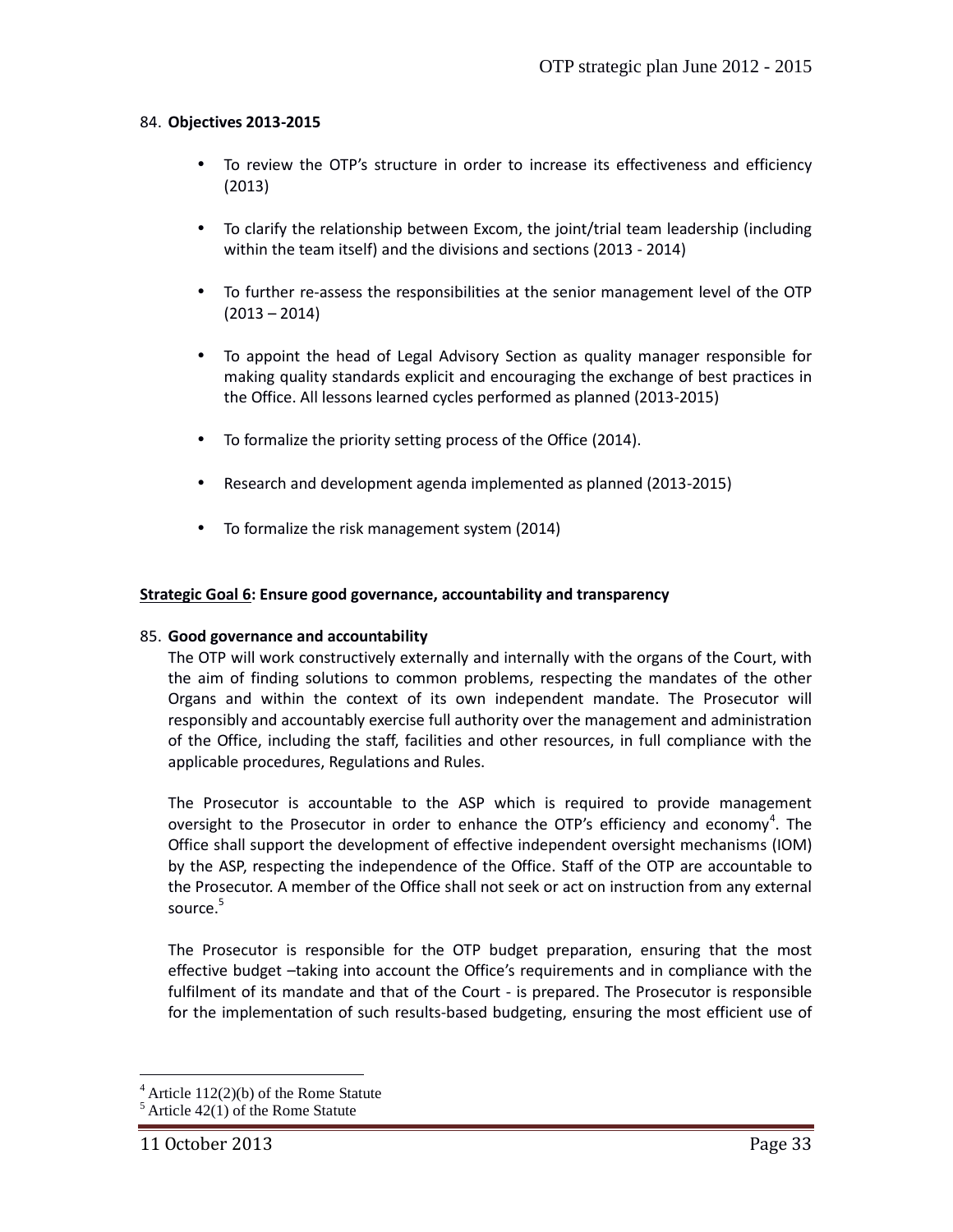84. **Objectives 2013-2015**

- To review the OTP's structure in order to increase its effectiveness and efficiency (2013)
- To clarify the relationship between Excom, the joint/trial team leadership (including within the team itself) and the divisions and sections (2013 - 2014)
- To further re-assess the responsibilities at the senior management level of the OTP (2013 – 2014)
- To appoint the head of Legal Advisory Section as quality manager responsible for making quality standards explicit and encouraging the exchange of best practices in the Office. All lessons learned cycles performed as planned (2013-2015)
- To formalize the priority setting process of the Office (2014).
- Research and development agenda implemented as planned (2013-2015)
- To formalize the risk management system (2014)

**<u>Strategic Goal 6</u>: Ensure good governance, accountability and transparency**

85. **Good governance and accountability**

The OTP will work constructively externally and internally with the organs of the Court, with the aim of finding solutions to common problems, respecting the mandates of the other Organs and within the context of its own independent mandate. The Prosecutor will responsibly and accountably exercise full authority over the management and administration of the Office, including the staff, facilities and other resources, in full compliance with the applicable procedures, Regulations and Rules.

The Prosecutor is accountable to the ASP which is required to provide management oversight to the Prosecutor in order to enhance the OTP's efficiency and economy[4]. The Office shall support the development of effective independent oversight mechanisms (IOM) by the ASP, respecting the independence of the Office. Staff of the OTP are accountable to the Prosecutor. A member of the Office shall not seek or act on instruction from any external source.[5]

The Prosecutor is responsible for the OTP budget preparation, ensuring that the most effective budget –taking into account the Office's requirements and in compliance with the fulfilment of its mandate and that of the Court - is prepared. The Prosecutor is responsible for the implementation of such results-based budgeting, ensuring the most efficient use of

---

[4] Article 112(2)(b) of the Rome Statute

[5] Article 42(1) of the Rome Statute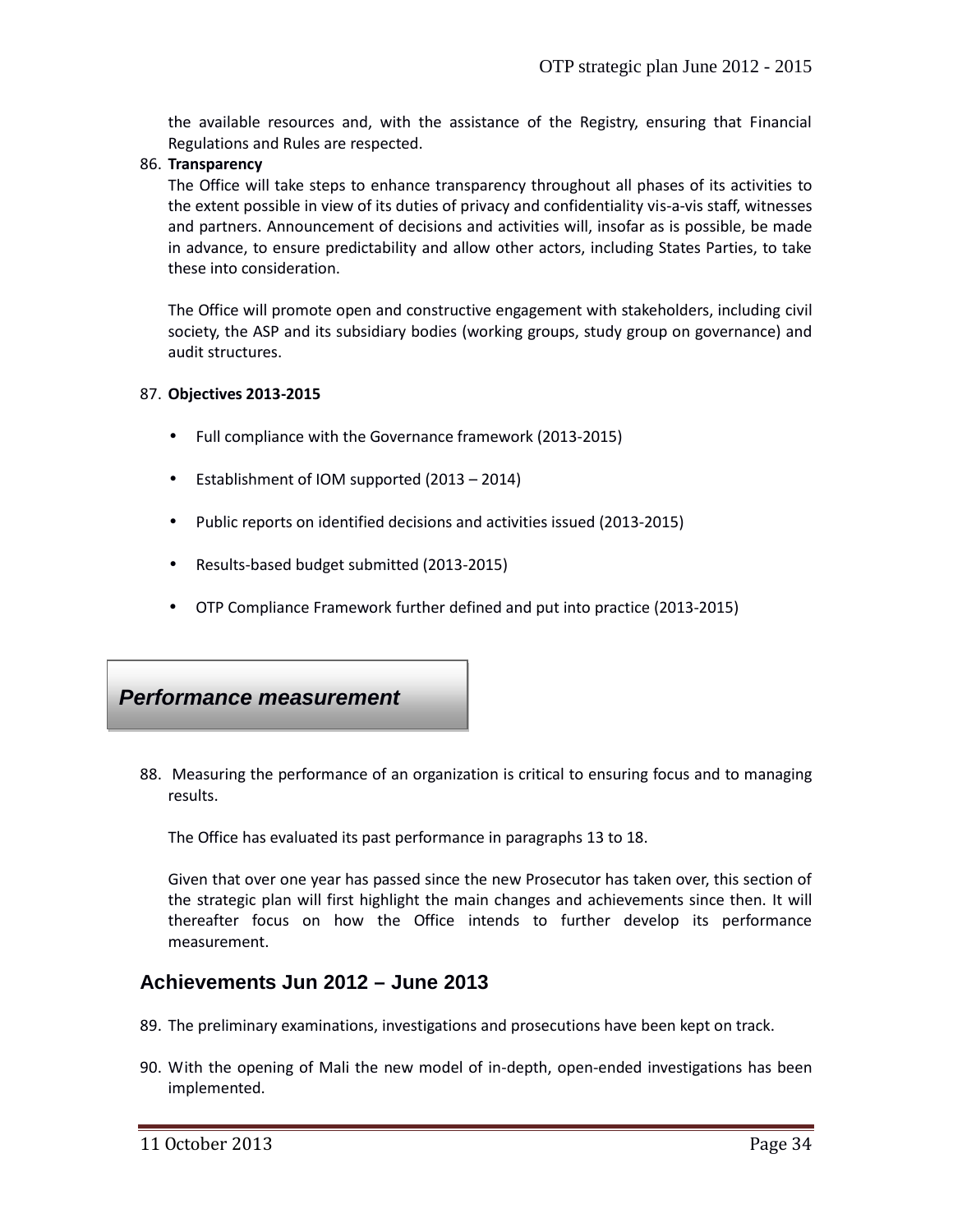the available resources and, with the assistance of the Registry, ensuring that Financial Regulations and Rules are respected.

86. **Transparency**

The Office will take steps to enhance transparency throughout all phases of its activities to the extent possible in view of its duties of privacy and confidentiality vis-a-vis staff, witnesses and partners. Announcement of decisions and activities will, insofar as is possible, be made in advance, to ensure predictability and allow other actors, including States Parties, to take these into consideration.

The Office will promote open and constructive engagement with stakeholders, including civil society, the ASP and its subsidiary bodies (working groups, study group on governance) and audit structures.

87. **Objectives 2013-2015**

- Full compliance with the Governance framework (2013-2015)
- Establishment of IOM supported (2013 – 2014)
- Public reports on identified decisions and activities issued (2013-2015)
- Results-based budget submitted (2013-2015)
- OTP Compliance Framework further defined and put into practice (2013-2015)

## *Performance measurement*

88. Measuring the performance of an organization is critical to ensuring focus and to managing results.

The Office has evaluated its past performance in paragraphs 13 to 18.

Given that over one year has passed since the new Prosecutor has taken over, this section of the strategic plan will first highlight the main changes and achievements since then. It will thereafter focus on how the Office intends to further develop its performance measurement.

### Achievements Jun 2012 – June 2013

89. The preliminary examinations, investigations and prosecutions have been kept on track.

90. With the opening of Mali the new model of in-depth, open-ended investigations has been implemented.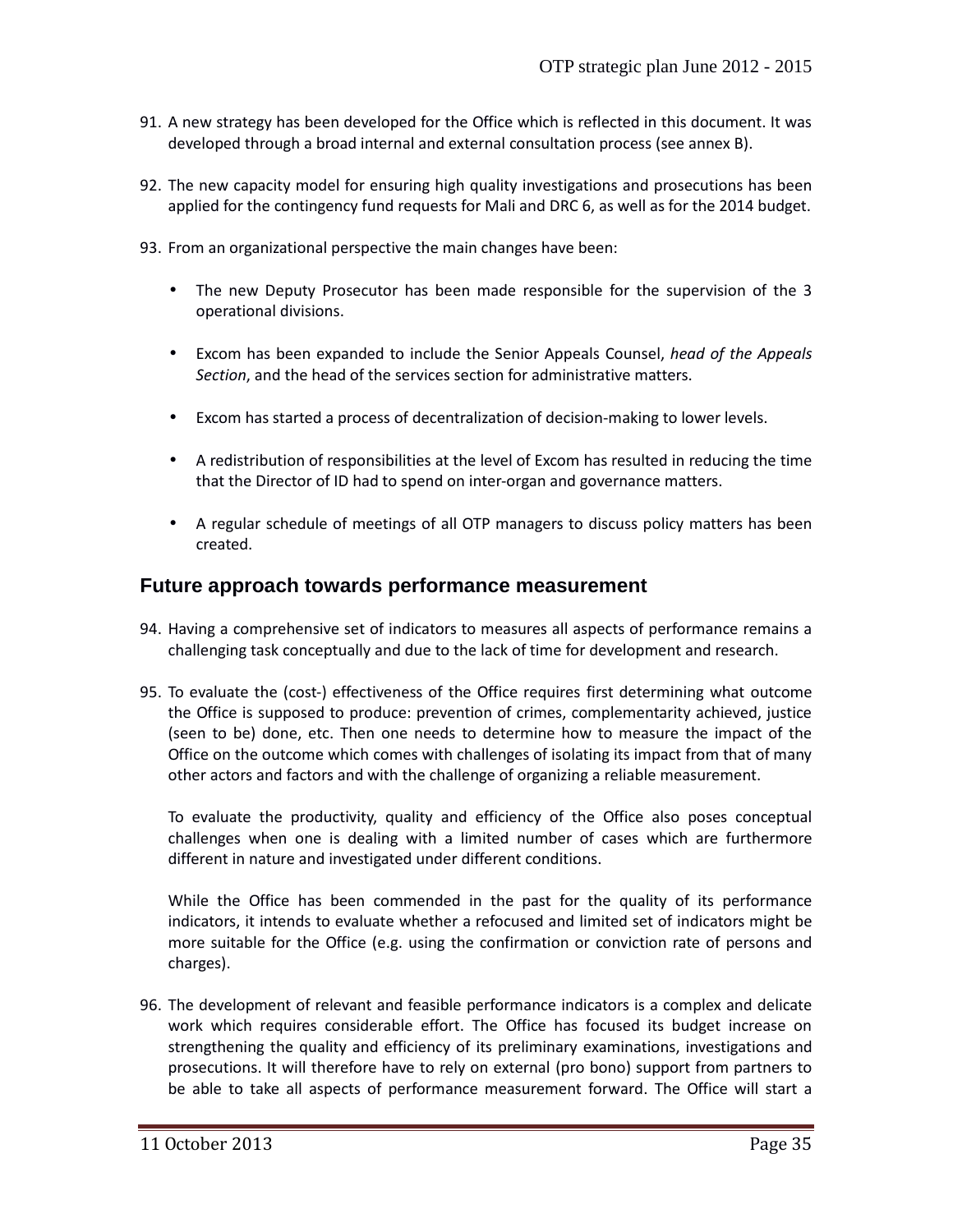91. A new strategy has been developed for the Office which is reflected in this document. It was developed through a broad internal and external consultation process (see annex B).

92. The new capacity model for ensuring high quality investigations and prosecutions has been applied for the contingency fund requests for Mali and DRC 6, as well as for the 2014 budget.

93. From an organizational perspective the main changes have been:

   - The new Deputy Prosecutor has been made responsible for the supervision of the 3 operational divisions.
   - Excom has been expanded to include the Senior Appeals Counsel, *head of the Appeals Section*, and the head of the services section for administrative matters.
   - Excom has started a process of decentralization of decision-making to lower levels.
   - A redistribution of responsibilities at the level of Excom has resulted in reducing the time that the Director of ID had to spend on inter-organ and governance matters.
   - A regular schedule of meetings of all OTP managers to discuss policy matters has been created.

## Future approach towards performance measurement

94. Having a comprehensive set of indicators to measures all aspects of performance remains a challenging task conceptually and due to the lack of time for development and research.

95. To evaluate the (cost-) effectiveness of the Office requires first determining what outcome the Office is supposed to produce: prevention of crimes, complementarity achieved, justice (seen to be) done, etc. Then one needs to determine how to measure the impact of the Office on the outcome which comes with challenges of isolating its impact from that of many other actors and factors and with the challenge of organizing a reliable measurement.

   To evaluate the productivity, quality and efficiency of the Office also poses conceptual challenges when one is dealing with a limited number of cases which are furthermore different in nature and investigated under different conditions.

   While the Office has been commended in the past for the quality of its performance indicators, it intends to evaluate whether a refocused and limited set of indicators might be more suitable for the Office (e.g. using the confirmation or conviction rate of persons and charges).

96. The development of relevant and feasible performance indicators is a complex and delicate work which requires considerable effort. The Office has focused its budget increase on strengthening the quality and efficiency of its preliminary examinations, investigations and prosecutions. It will therefore have to rely on external (pro bono) support from partners to be able to take all aspects of performance measurement forward. The Office will start a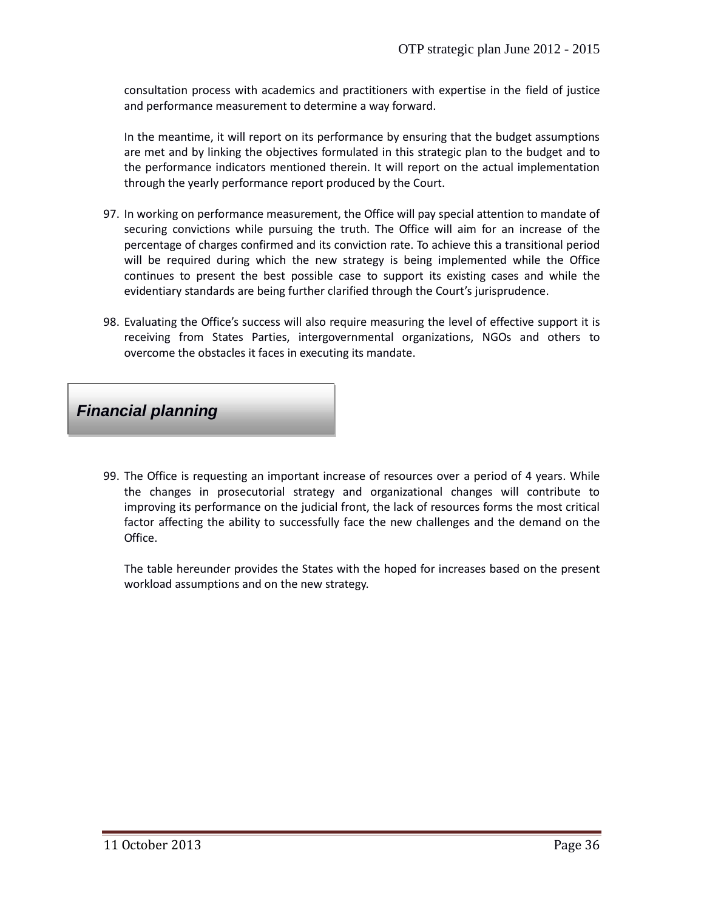consultation process with academics and practitioners with expertise in the field of justice and performance measurement to determine a way forward.

In the meantime, it will report on its performance by ensuring that the budget assumptions are met and by linking the objectives formulated in this strategic plan to the budget and to the performance indicators mentioned therein. It will report on the actual implementation through the yearly performance report produced by the Court.

97. In working on performance measurement, the Office will pay special attention to mandate of securing convictions while pursuing the truth. The Office will aim for an increase of the percentage of charges confirmed and its conviction rate. To achieve this a transitional period will be required during which the new strategy is being implemented while the Office continues to present the best possible case to support its existing cases and while the evidentiary standards are being further clarified through the Court's jurisprudence.

98. Evaluating the Office's success will also require measuring the level of effective support it is receiving from States Parties, intergovernmental organizations, NGOs and others to overcome the obstacles it faces in executing its mandate.

## *Financial planning*

99. The Office is requesting an important increase of resources over a period of 4 years. While the changes in prosecutorial strategy and organizational changes will contribute to improving its performance on the judicial front, the lack of resources forms the most critical factor affecting the ability to successfully face the new challenges and the demand on the Office.

    The table hereunder provides the States with the hoped for increases based on the present workload assumptions and on the new strategy.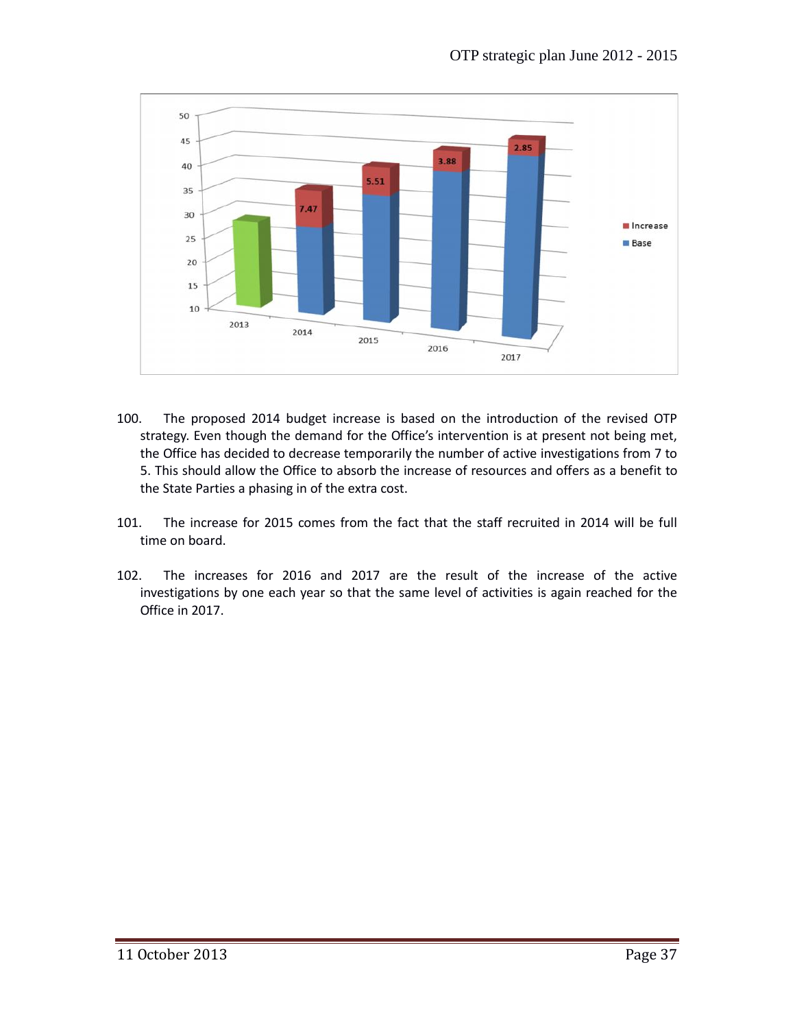100. The proposed 2014 budget increase is based on the introduction of the revised OTP strategy. Even though the demand for the Office's intervention is at present not being met, the Office has decided to decrease temporarily the number of active investigations from 7 to 5. This should allow the Office to absorb the increase of resources and offers as a benefit to the State Parties a phasing in of the extra cost.

101. The increase for 2015 comes from the fact that the staff recruited in 2014 will be full time on board.

102. The increases for 2016 and 2017 are the result of the increase of the active investigations by one each year so that the same level of activities is again reached for the Office in 2017.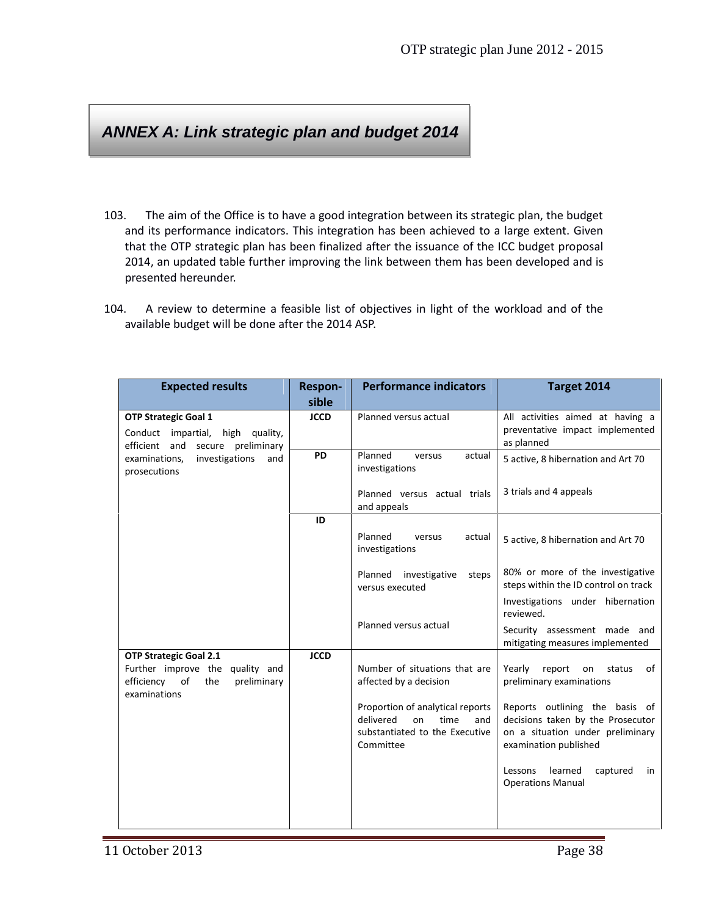## ANNEX A: Link strategic plan and budget 2014

103. The aim of the Office is to have a good integration between its strategic plan, the budget and its performance indicators. This integration has been achieved to a large extent. Given that the OTP strategic plan has been finalized after the issuance of the ICC budget proposal 2014, an updated table further improving the link between them has been developed and is presented hereunder.

104. A review to determine a feasible list of objectives in light of the workload and of the available budget will be done after the 2014 ASP.

| Expected results | Respon-sible | Performance indicators | Target 2014 |
|---|---|---|---|
| **OTP Strategic Goal 1**<br>Conduct impartial, high quality, efficient and secure preliminary examinations, investigations and prosecutions | **JCCD** | Planned versus actual | All activities aimed at having a preventative impact implemented as planned |
| | **PD** | Planned versus actual investigations | 5 active, 8 hibernation and Art 70 |
| | | Planned versus actual trials and appeals | 3 trials and 4 appeals |
| | **ID** | Planned versus actual investigations | 5 active, 8 hibernation and Art 70 |
| | | Planned investigative steps versus executed | 80% or more of the investigative steps within the ID control on track |
| | | | Investigations under hibernation reviewed. |
| | | Planned versus actual | Security assessment made and mitigating measures implemented |
| **OTP Strategic Goal 2.1**<br>Further improve the quality and efficiency of the preliminary examinations | **JCCD** | Number of situations that are affected by a decision | Yearly report on status of preliminary examinations |
| | | Proportion of analytical reports delivered on time and substantiated to the Executive Committee | Reports outlining the basis of decisions taken by the Prosecutor on a situation under preliminary examination published |
| | | | Lessons learned captured in Operations Manual |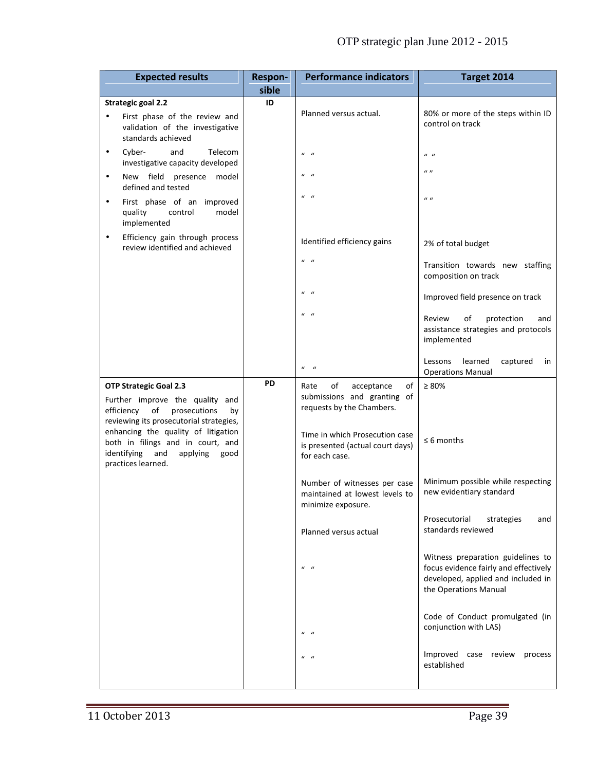| Expected results | Respon-sible | Performance indicators | Target 2014 |
|---|---|---|---|
| **Strategic goal 2.2**<br>• First phase of the review and validation of the investigative standards achieved<br>• Cyber- and Telecom investigative capacity developed<br>• New field presence model defined and tested<br>• First phase of an improved quality control model implemented<br>• Efficiency gain through process review identified and achieved | ID | Planned versus actual.<br><br>" "<br><br>" "<br><br>" "<br><br>Identified efficiency gains<br><br>" "<br><br>" "<br><br>" "<br><br>" " | 80% or more of the steps within ID control on track<br><br>" "<br><br>" "<br><br>" "<br><br>2% of total budget<br><br>Transition towards new staffing composition on track<br><br>Improved field presence on track<br><br>Review of protection and assistance strategies and protocols implemented<br><br>Lessons learned captured in Operations Manual |
| **OTP Strategic Goal 2.3**<br>Further improve the quality and efficiency of prosecutions by reviewing its prosecutorial strategies, enhancing the quality of litigation both in filings and in court, and identifying and applying good practices learned. | PD | Rate of acceptance of submissions and granting of requests by the Chambers.<br><br>Time in which Prosecution case is presented (actual court days) for each case.<br><br>Number of witnesses per case maintained at lowest levels to minimize exposure.<br><br>Planned versus actual<br><br>" "<br><br>" "<br><br>" " | ≥ 80%<br><br>≤ 6 months<br><br>Minimum possible while respecting new evidentiary standard<br><br>Prosecutorial strategies and standards reviewed<br><br>Witness preparation guidelines to focus evidence fairly and effectively developed, applied and included in the Operations Manual<br><br>Code of Conduct promulgated (in conjunction with LAS)<br><br>Improved case review process established |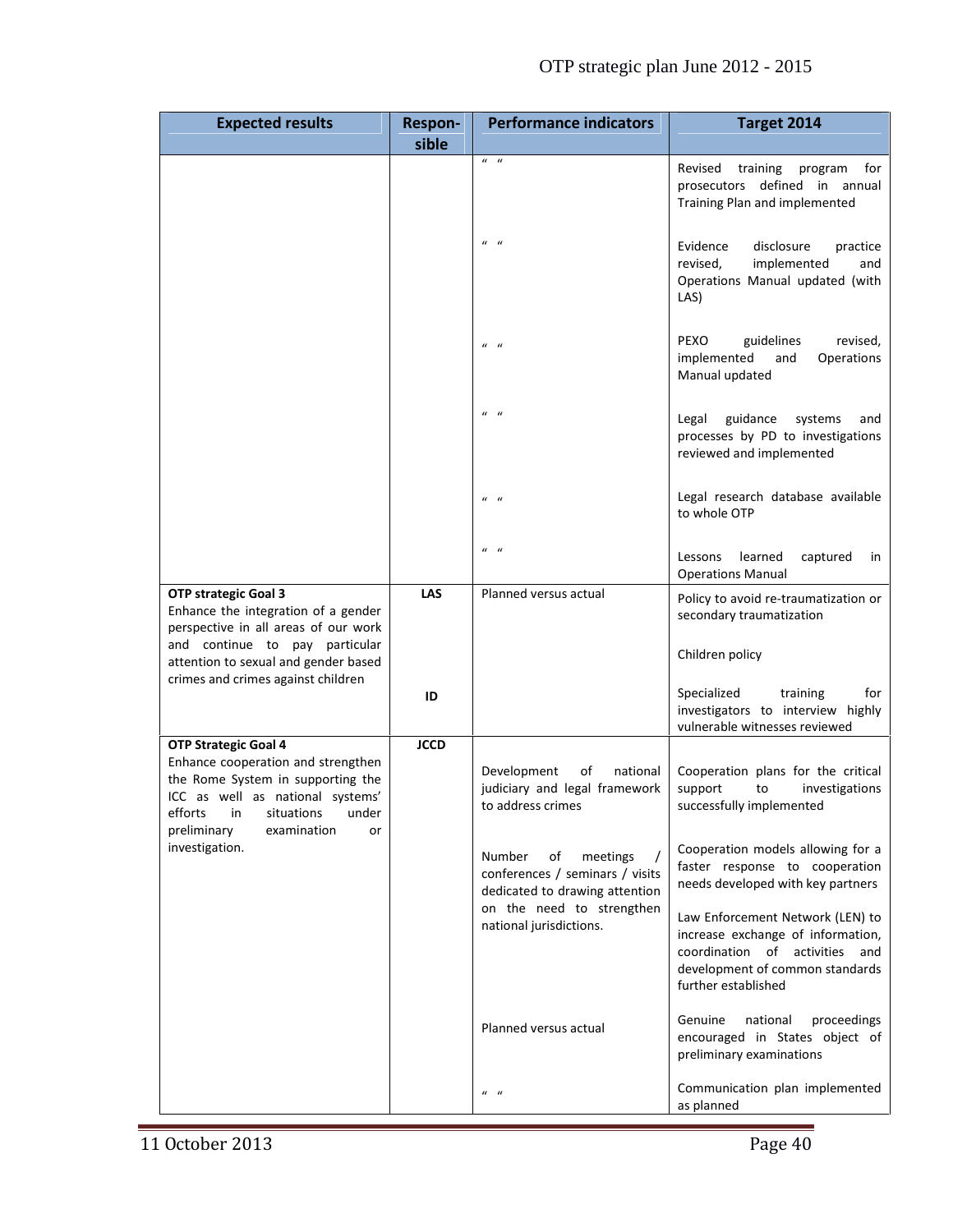| Expected results | Respon-sible | Performance indicators | Target 2014 |
|---|---|---|---|
| | | " " | Revised training program for prosecutors defined in annual Training Plan and implemented |
| | | " " | Evidence disclosure practice revised, implemented and Operations Manual updated (with LAS) |
| | | " " | PEXO guidelines revised, implemented and Operations Manual updated |
| | | " " | Legal guidance systems and processes by PD to investigations reviewed and implemented |
| | | " " | Legal research database available to whole OTP |
| | | " " | Lessons learned captured in Operations Manual |
| **OTP strategic Goal 3**<br>Enhance the integration of a gender perspective in all areas of our work and continue to pay particular attention to sexual and gender based crimes and crimes against children | **LAS** | Planned versus actual | Policy to avoid re-traumatization or secondary traumatization |
| | | | Children policy |
| | **ID** | | Specialized training for investigators to interview highly vulnerable witnesses reviewed |
| **OTP Strategic Goal 4**<br>Enhance cooperation and strengthen the Rome System in supporting the ICC as well as national systems' efforts in situations under preliminary examination or investigation. | **JCCD** | Development of national judiciary and legal framework to address crimes | Cooperation plans for the critical support to investigations successfully implemented |
| | | Number of meetings / conferences / seminars / visits dedicated to drawing attention on the need to strengthen national jurisdictions. | Cooperation models allowing for a faster response to cooperation needs developed with key partners |
| | | | Law Enforcement Network (LEN) to increase exchange of information, coordination of activities and development of common standards further established |
| | | Planned versus actual | Genuine national proceedings encouraged in States object of preliminary examinations |
| | | " " | Communication plan implemented as planned |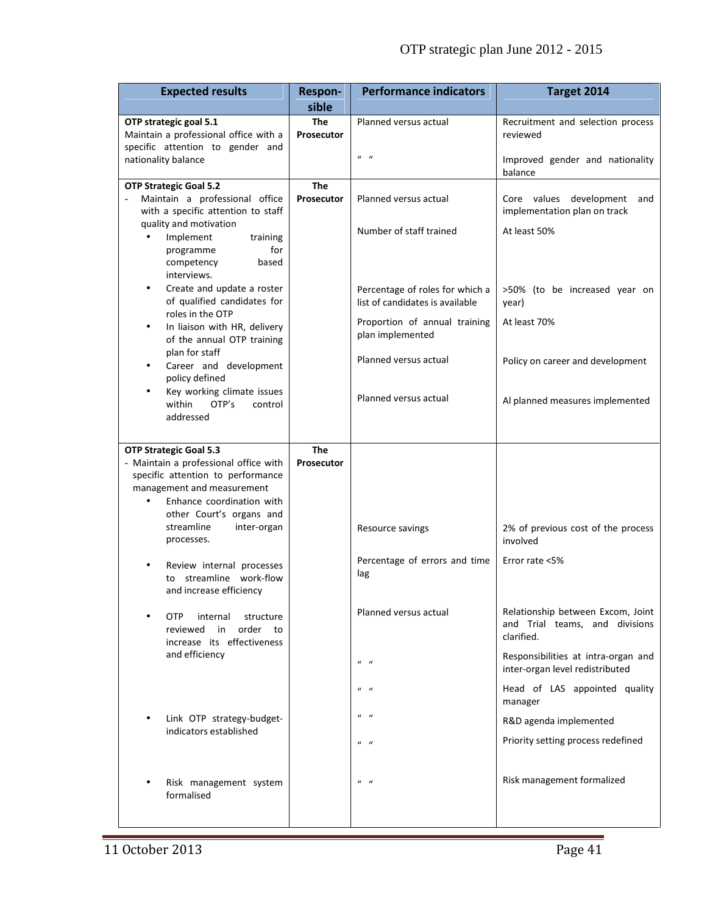| Expected results | Respon-sible | Performance indicators | Target 2014 |
|---|---|---|---|
| **OTP strategic goal 5.1**<br>Maintain a professional office with a specific attention to gender and nationality balance | **The Prosecutor** | Planned versus actual<br><br>" " | Recruitment and selection process reviewed<br><br>Improved gender and nationality balance |
| **OTP Strategic Goal 5.2**<br>- Maintain a professional office with a specific attention to staff quality and motivation<br>• Implement training programme for competency based interviews.<br>• Create and update a roster of qualified candidates for roles in the OTP<br>• In liaison with HR, delivery of the annual OTP training plan for staff<br>• Career and development policy defined<br>• Key working climate issues within OTP's control addressed | **The Prosecutor** | Planned versus actual<br><br>Number of staff trained<br><br>Percentage of roles for which a list of candidates is available<br><br>Proportion of annual training plan implemented<br><br>Planned versus actual<br><br>Planned versus actual | Core values development and implementation plan on track<br><br>At least 50%<br><br>>50% (to be increased year on year)<br><br>At least 70%<br><br>Policy on career and development<br><br>Al planned measures implemented |
| **OTP Strategic Goal 5.3**<br>- Maintain a professional office with specific attention to performance management and measurement<br>• Enhance coordination with other Court's organs and streamline inter-organ processes.<br>• Review internal processes to streamline work-flow and increase efficiency<br>• OTP internal structure reviewed in order to increase its effectiveness and efficiency<br>• Link OTP strategy-budget-indicators established<br>• Risk management system formalised | **The Prosecutor** | Resource savings<br><br>Percentage of errors and time lag<br><br>Planned versus actual<br><br>" "<br><br>" "<br><br>" "<br><br>" "<br><br>" " | 2% of previous cost of the process involved<br><br>Error rate <5%<br><br>Relationship between Excom, Joint and Trial teams, and divisions clarified.<br><br>Responsibilities at intra-organ and inter-organ level redistributed<br><br>Head of LAS appointed quality manager<br><br>R&D agenda implemented<br><br>Priority setting process redefined<br><br>Risk management formalized |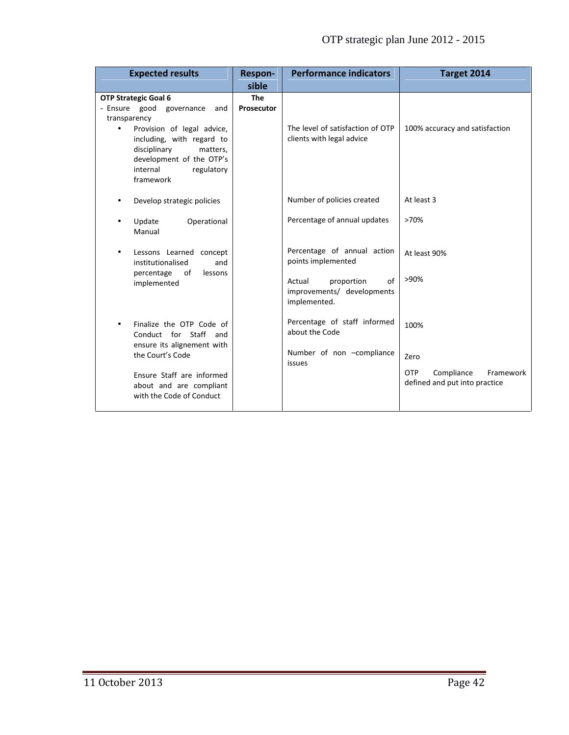| Expected results | Respon-sible | Performance indicators | Target 2014 |
|---|---|---|---|
| **OTP Strategic Goal 6**<br>- Ensure good governance and transparency<br>• Provision of legal advice, including, with regard to disciplinary matters, development of the OTP's internal regulatory framework | **The Prosecutor** | The level of satisfaction of OTP clients with legal advice | 100% accuracy and satisfaction |
| • Develop strategic policies | | Number of policies created | At least 3 |
| • Update Operational Manual | | Percentage of annual updates | >70% |
| • Lessons Learned concept institutionalised and percentage of lessons implemented | | Percentage of annual action points implemented<br><br>Actual proportion of improvements/ developments implemented. | At least 90%<br><br>>90% |
| • Finalize the OTP Code of Conduct for Staff and ensure its alignement with the Court's Code<br><br>Ensure Staff are informed about and are compliant with the Code of Conduct | | Percentage of staff informed about the Code<br><br>Number of non –compliance issues | 100%<br><br>Zero<br><br>OTP Compliance Framework defined and put into practice |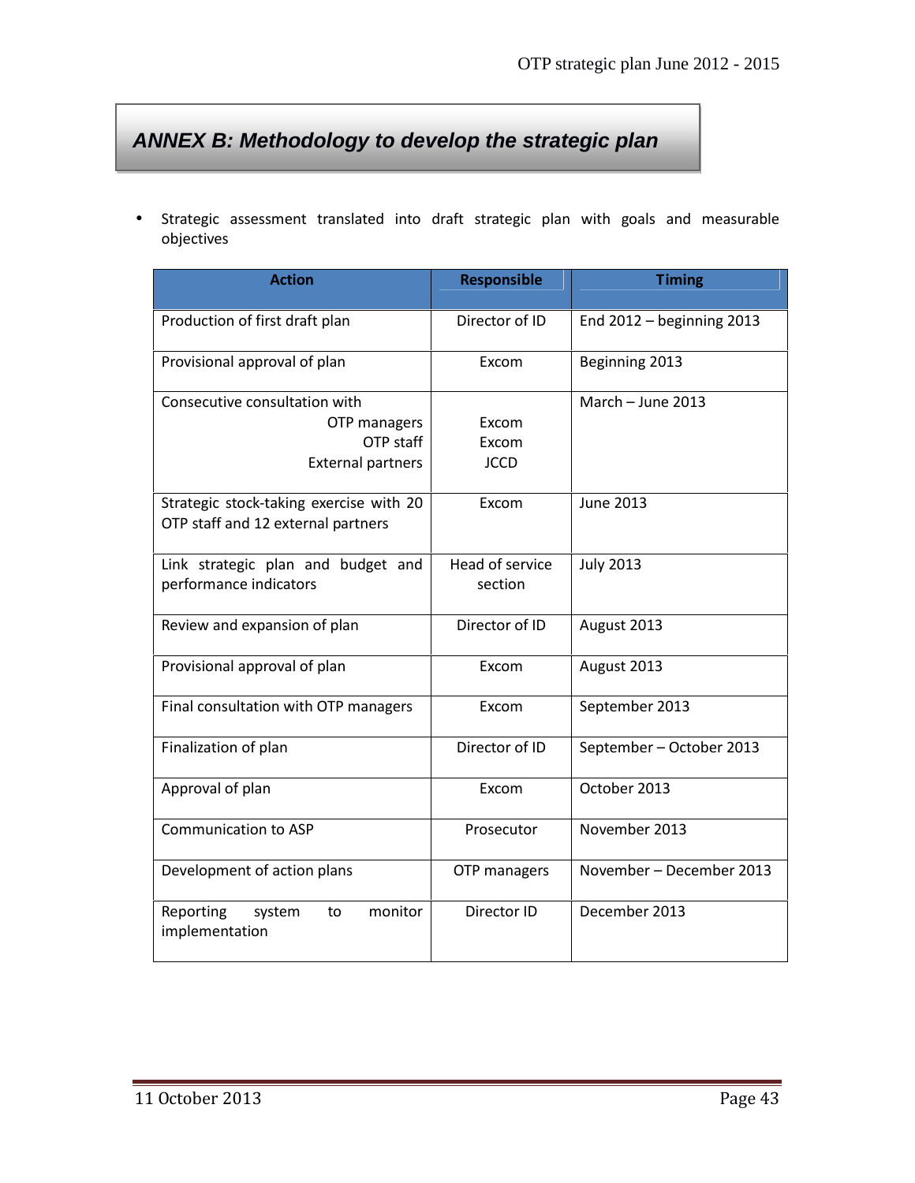## ANNEX B: Methodology to develop the strategic plan

- Strategic assessment translated into draft strategic plan with goals and measurable objectives

| Action | Responsible | Timing |
|---|---|---|
| Production of first draft plan | Director of ID | End 2012 – beginning 2013 |
| Provisional approval of plan | Excom | Beginning 2013 |
| Consecutive consultation with<br>OTP managers<br>OTP staff<br>External partners | <br>Excom<br>Excom<br>JCCD | March – June 2013 |
| Strategic stock-taking exercise with 20 OTP staff and 12 external partners | Excom | June 2013 |
| Link strategic plan and budget and performance indicators | Head of service section | July 2013 |
| Review and expansion of plan | Director of ID | August 2013 |
| Provisional approval of plan | Excom | August 2013 |
| Final consultation with OTP managers | Excom | September 2013 |
| Finalization of plan | Director of ID | September – October 2013 |
| Approval of plan | Excom | October 2013 |
| Communication to ASP | Prosecutor | November 2013 |
| Development of action plans | OTP managers | November – December 2013 |
| Reporting system to monitor implementation | Director ID | December 2013 |